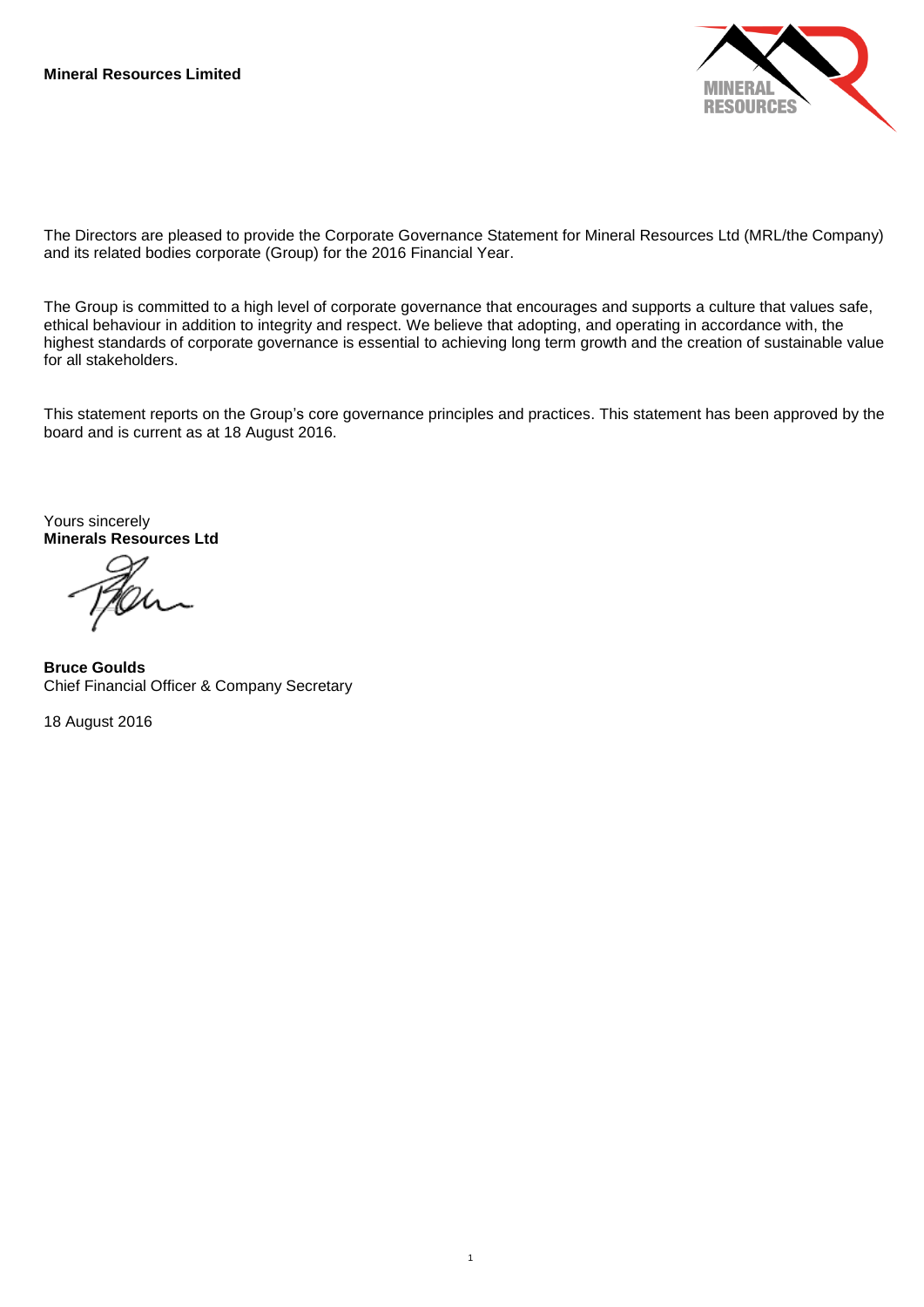**Mineral Resources Limited**

The Directors are pleased to provide the Corporate Governance Statement for Mineral Resources Ltd (MRL/the Company) and its related bodies corporate (Group) for the 2016 Financial Year.

The Group is committed to a high level of corporate governance that encourages and supports a culture that values safe, ethical behaviour in addition to integrity and respect. We believe that adopting, and operating in accordance with, the highest standards of corporate governance is essential to achieving long term growth and the creation of sustainable value for all stakeholders.

This statement reports on the Group's core governance principles and practices. This statement has been approved by the board and is current as at 18 August 2016.

Yours sincerely
**Minerals Resources Ltd**

**Bruce Goulds**
Chief Financial Officer & Company Secretary

18 August 2016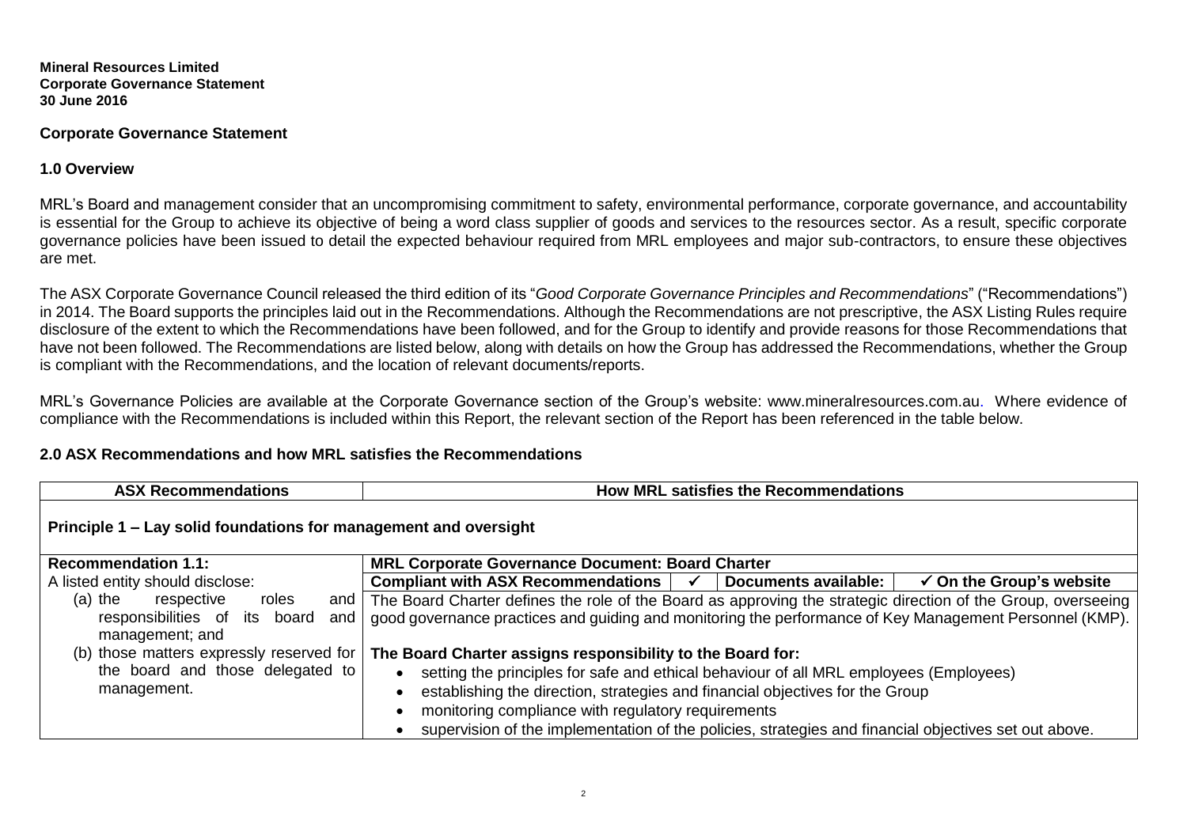**Mineral Resources Limited**
**Corporate Governance Statement**
**30 June 2016**

## Corporate Governance Statement

### 1.0 Overview

MRL's Board and management consider that an uncompromising commitment to safety, environmental performance, corporate governance, and accountability is essential for the Group to achieve its objective of being a word class supplier of goods and services to the resources sector. As a result, specific corporate governance policies have been issued to detail the expected behaviour required from MRL employees and major sub-contractors, to ensure these objectives are met.

The ASX Corporate Governance Council released the third edition of its "*Good Corporate Governance Principles and Recommendations*" ("Recommendations") in 2014. The Board supports the principles laid out in the Recommendations. Although the Recommendations are not prescriptive, the ASX Listing Rules require disclosure of the extent to which the Recommendations have been followed, and for the Group to identify and provide reasons for those Recommendations that have not been followed. The Recommendations are listed below, along with details on how the Group has addressed the Recommendations, whether the Group is compliant with the Recommendations, and the location of relevant documents/reports.

MRL's Governance Policies are available at the Corporate Governance section of the Group's website: www.mineralresources.com.au. Where evidence of compliance with the Recommendations is included within this Report, the relevant section of the Report has been referenced in the table below.

### 2.0 ASX Recommendations and how MRL satisfies the Recommendations

| ASX Recommendations | How MRL satisfies the Recommendations |
|---|---|
| **Principle 1 – Lay solid foundations for management and oversight** | |
| **Recommendation 1.1:** | **MRL Corporate Governance Document: Board Charter** |
| A listed entity should disclose: | **Compliant with ASX Recommendations** ✓ **Documents available:** ✓ **On the Group's website** |
| (a) the respective roles and responsibilities of its board and management; and<br>(b) those matters expressly reserved for the board and those delegated to management. | The Board Charter defines the role of the Board as approving the strategic direction of the Group, overseeing good governance practices and guiding and monitoring the performance of Key Management Personnel (KMP).<br><br>**The Board Charter assigns responsibility to the Board for:**<br>• setting the principles for safe and ethical behaviour of all MRL employees (Employees)<br>• establishing the direction, strategies and financial objectives for the Group<br>• monitoring compliance with regulatory requirements<br>• supervision of the implementation of the policies, strategies and financial objectives set out above. |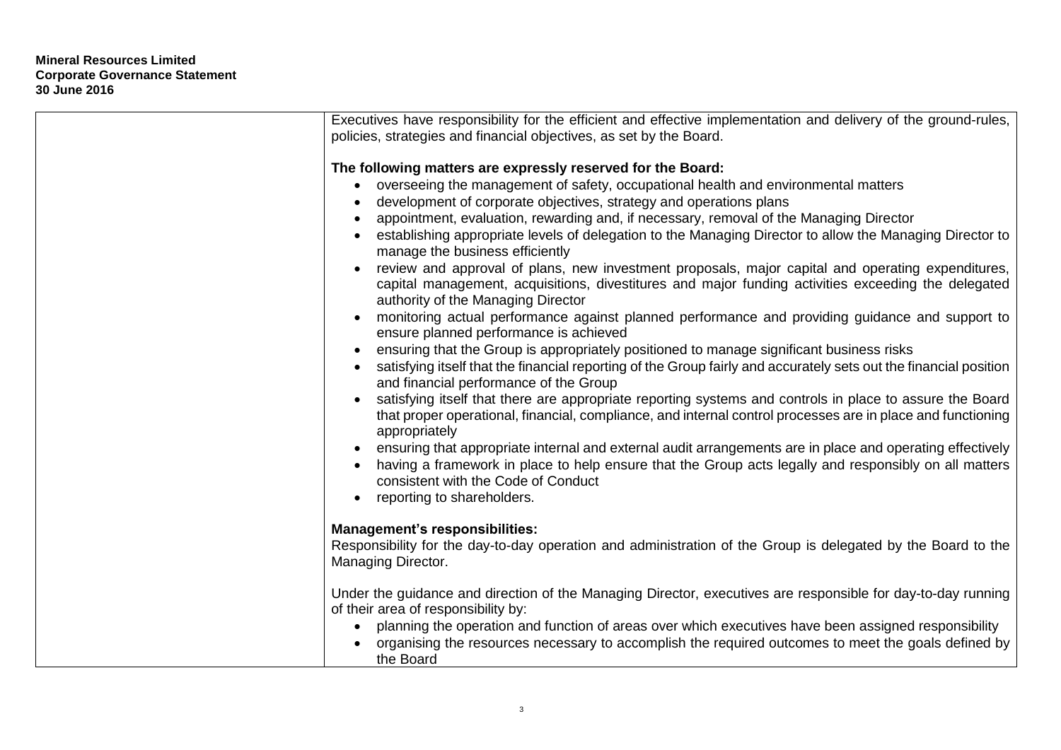| | |
|---|---|
| | Executives have responsibility for the efficient and effective implementation and delivery of the ground-rules, policies, strategies and financial objectives, as set by the Board.<br><br>**The following matters are expressly reserved for the Board:**<br>• overseeing the management of safety, occupational health and environmental matters<br>• development of corporate objectives, strategy and operations plans<br>• appointment, evaluation, rewarding and, if necessary, removal of the Managing Director<br>• establishing appropriate levels of delegation to the Managing Director to allow the Managing Director to manage the business efficiently<br>• review and approval of plans, new investment proposals, major capital and operating expenditures, capital management, acquisitions, divestitures and major funding activities exceeding the delegated authority of the Managing Director<br>• monitoring actual performance against planned performance and providing guidance and support to ensure planned performance is achieved<br>• ensuring that the Group is appropriately positioned to manage significant business risks<br>• satisfying itself that the financial reporting of the Group fairly and accurately sets out the financial position and financial performance of the Group<br>• satisfying itself that there are appropriate reporting systems and controls in place to assure the Board that proper operational, financial, compliance, and internal control processes are in place and functioning appropriately<br>• ensuring that appropriate internal and external audit arrangements are in place and operating effectively<br>• having a framework in place to help ensure that the Group acts legally and responsibly on all matters consistent with the Code of Conduct<br>• reporting to shareholders.<br><br>**Management's responsibilities:**<br>Responsibility for the day-to-day operation and administration of the Group is delegated by the Board to the Managing Director.<br><br>Under the guidance and direction of the Managing Director, executives are responsible for day-to-day running of their area of responsibility by:<br>• planning the operation and function of areas over which executives have been assigned responsibility<br>• organising the resources necessary to accomplish the required outcomes to meet the goals defined by the Board |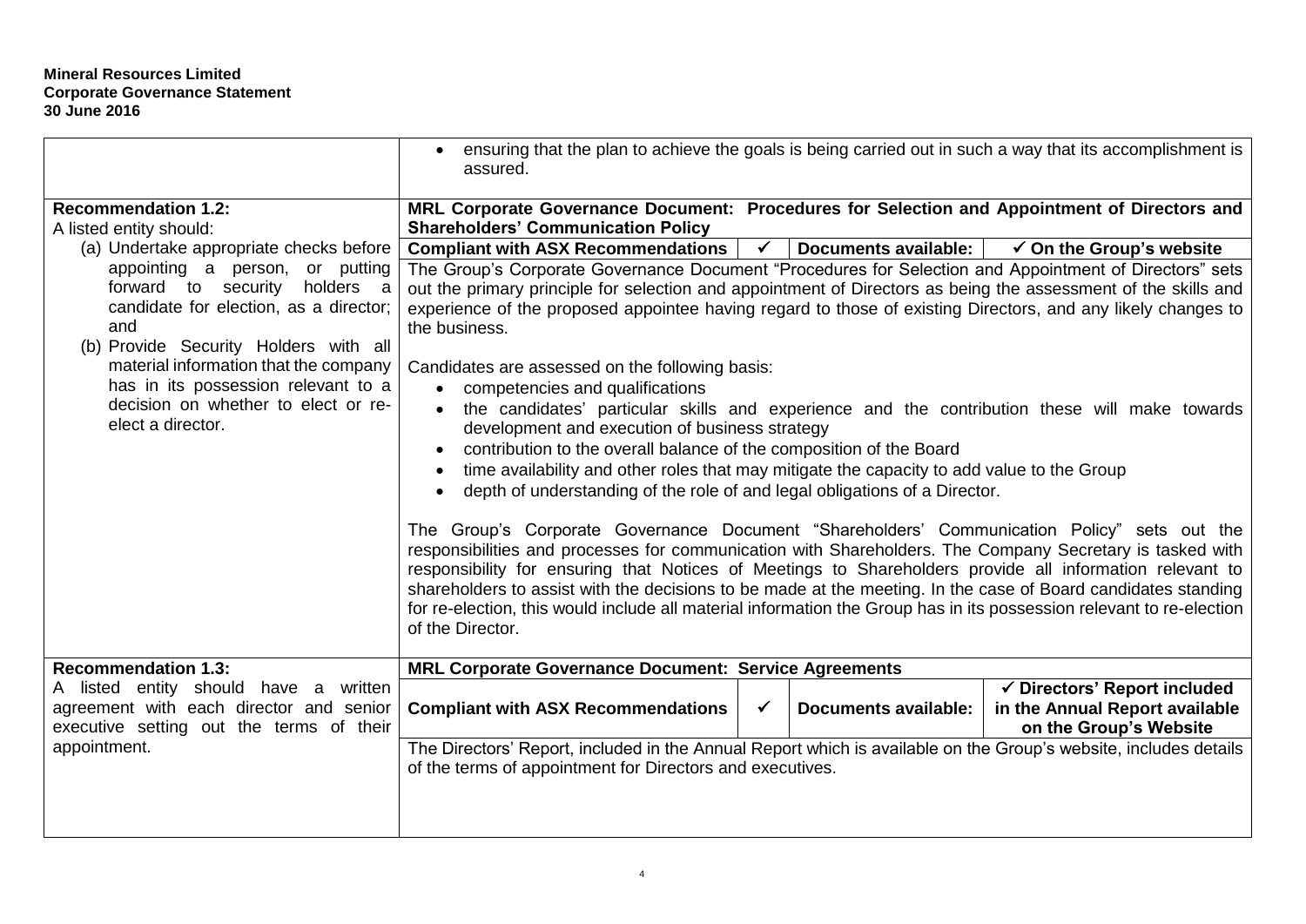| | |
|---|---|
| | • ensuring that the plan to achieve the goals is being carried out in such a way that its accomplishment is assured. |
| **Recommendation 1.2:**<br>A listed entity should:<br>(a) Undertake appropriate checks before appointing a person, or putting forward to security holders a candidate for election, as a director; and<br>(b) Provide Security Holders with all material information that the company has in its possession relevant to a decision on whether to elect or re-elect a director. | **MRL Corporate Governance Document: Procedures for Selection and Appointment of Directors and Shareholders' Communication Policy**<br>**Compliant with ASX Recommendations** ✓ **Documents available:** ✓ **On the Group's website**<br>The Group's Corporate Governance Document "Procedures for Selection and Appointment of Directors" sets out the primary principle for selection and appointment of Directors as being the assessment of the skills and experience of the proposed appointee having regard to those of existing Directors, and any likely changes to the business.<br><br>Candidates are assessed on the following basis:<br>• competencies and qualifications<br>• the candidates' particular skills and experience and the contribution these will make towards development and execution of business strategy<br>• contribution to the overall balance of the composition of the Board<br>• time availability and other roles that may mitigate the capacity to add value to the Group<br>• depth of understanding of the role of and legal obligations of a Director.<br><br>The Group's Corporate Governance Document "Shareholders' Communication Policy" sets out the responsibilities and processes for communication with Shareholders. The Company Secretary is tasked with responsibility for ensuring that Notices of Meetings to Shareholders provide all information relevant to shareholders to assist with the decisions to be made at the meeting. In the case of Board candidates standing for re-election, this would include all material information the Group has in its possession relevant to re-election of the Director. |
| **Recommendation 1.3:**<br>A listed entity should have a written agreement with each director and senior executive setting out the terms of their appointment. | **MRL Corporate Governance Document: Service Agreements**<br>**Compliant with ASX Recommendations** ✓ **Documents available:** ✓ **Directors' Report included in the Annual Report available on the Group's Website**<br>The Directors' Report, included in the Annual Report which is available on the Group's website, includes details of the terms of appointment for Directors and executives. |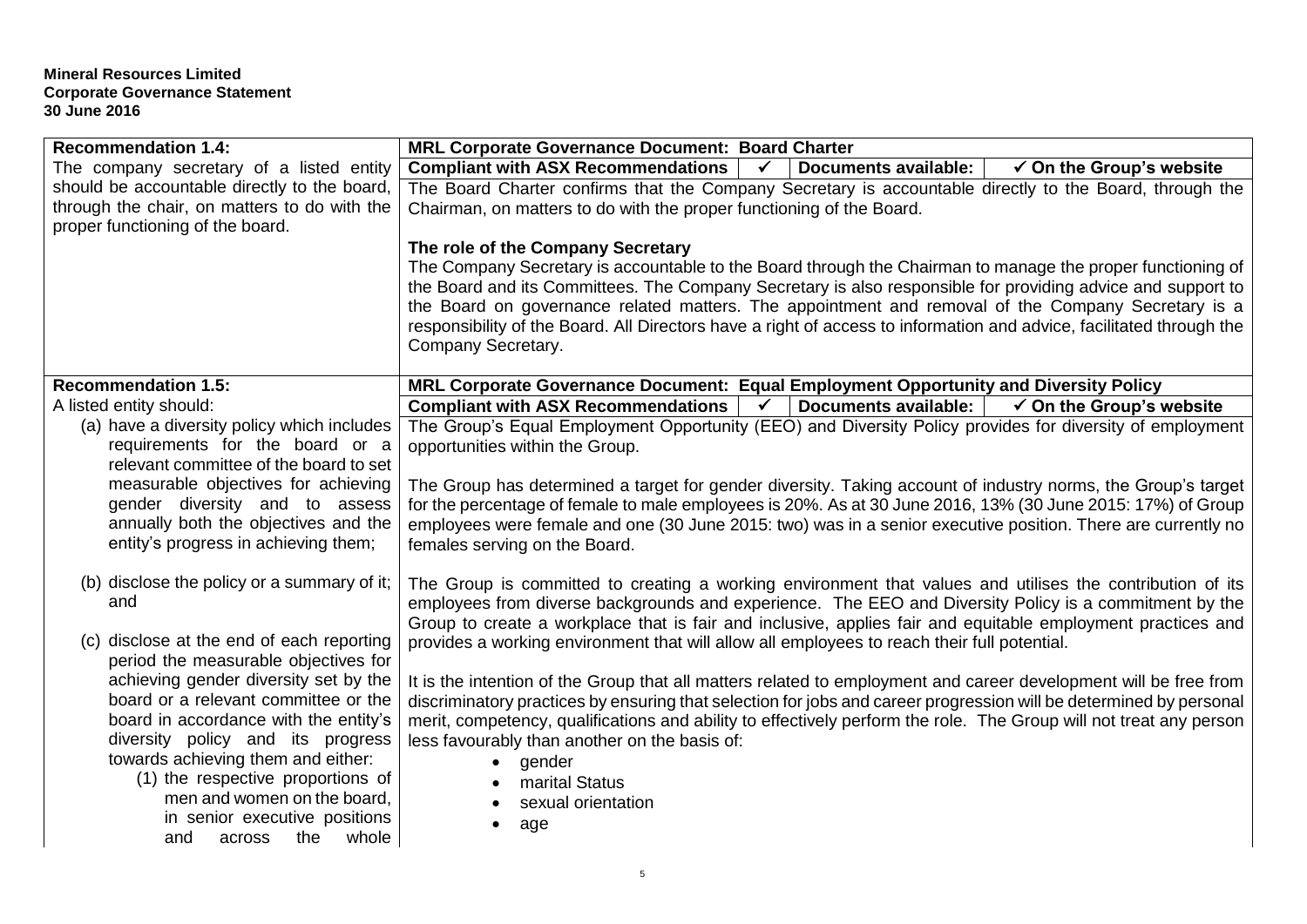**Mineral Resources Limited**
**Corporate Governance Statement**
**30 June 2016**

| Recommendation | MRL Corporate Governance Document |
|---|---|
| **Recommendation 1.4:**<br>The company secretary of a listed entity should be accountable directly to the board, through the chair, on matters to do with the proper functioning of the board. | **MRL Corporate Governance Document: Board Charter**<br>**Compliant with ASX Recommendations** ✓ **Documents available:** ✓ **On the Group's website**<br>The Board Charter confirms that the Company Secretary is accountable directly to the Board, through the Chairman, on matters to do with the proper functioning of the Board.<br><br>**The role of the Company Secretary**<br>The Company Secretary is accountable to the Board through the Chairman to manage the proper functioning of the Board and its Committees. The Company Secretary is also responsible for providing advice and support to the Board on governance related matters. The appointment and removal of the Company Secretary is a responsibility of the Board. All Directors have a right of access to information and advice, facilitated through the Company Secretary. |
| **Recommendation 1.5:**<br>A listed entity should:<br>(a) have a diversity policy which includes requirements for the board or a relevant committee of the board to set measurable objectives for achieving gender diversity and to assess annually both the objectives and the entity's progress in achieving them;<br><br>(b) disclose the policy or a summary of it; and<br><br>(c) disclose at the end of each reporting period the measurable objectives for achieving gender diversity set by the board or a relevant committee or the board in accordance with the entity's diversity policy and its progress towards achieving them and either:<br>(1) the respective proportions of men and women on the board, in senior executive positions and across the whole | **MRL Corporate Governance Document: Equal Employment Opportunity and Diversity Policy**<br>**Compliant with ASX Recommendations** ✓ **Documents available:** ✓ **On the Group's website**<br>The Group's Equal Employment Opportunity (EEO) and Diversity Policy provides for diversity of employment opportunities within the Group.<br><br>The Group has determined a target for gender diversity. Taking account of industry norms, the Group's target for the percentage of female to male employees is 20%. As at 30 June 2016, 13% (30 June 2015: 17%) of Group employees were female and one (30 June 2015: two) was in a senior executive position. There are currently no females serving on the Board.<br><br>The Group is committed to creating a working environment that values and utilises the contribution of its employees from diverse backgrounds and experience. The EEO and Diversity Policy is a commitment by the Group to create a workplace that is fair and inclusive, applies fair and equitable employment practices and provides a working environment that will allow all employees to reach their full potential.<br><br>It is the intention of the Group that all matters related to employment and career development will be free from discriminatory practices by ensuring that selection for jobs and career progression will be determined by personal merit, competency, qualifications and ability to effectively perform the role. The Group will not treat any person less favourably than another on the basis of:<br>• gender<br>• marital Status<br>• sexual orientation<br>• age |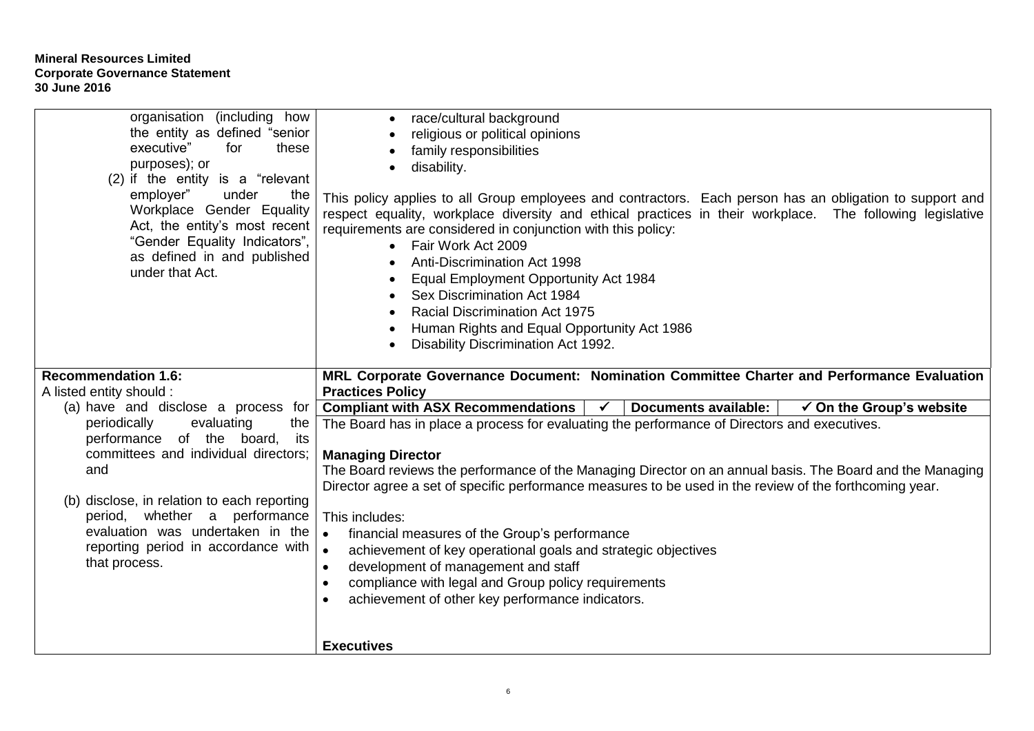| | |
|---|---|
| organisation (including how the entity as defined "senior executive" for these purposes); or<br>(2) if the entity is a "relevant employer" under the Workplace Gender Equality Act, the entity's most recent "Gender Equality Indicators", as defined in and published under that Act. | • race/cultural background<br>• religious or political opinions<br>• family responsibilities<br>• disability.<br><br>This policy applies to all Group employees and contractors. Each person has an obligation to support and respect equality, workplace diversity and ethical practices in their workplace. The following legislative requirements are considered in conjunction with this policy:<br>• Fair Work Act 2009<br>• Anti-Discrimination Act 1998<br>• Equal Employment Opportunity Act 1984<br>• Sex Discrimination Act 1984<br>• Racial Discrimination Act 1975<br>• Human Rights and Equal Opportunity Act 1986<br>• Disability Discrimination Act 1992. |
| **Recommendation 1.6:**<br>A listed entity should :<br>(a) have and disclose a process for periodically evaluating the performance of the board, its committees and individual directors; and<br><br>(b) disclose, in relation to each reporting period, whether a performance evaluation was undertaken in the reporting period in accordance with that process. | **MRL Corporate Governance Document: Nomination Committee Charter and Performance Evaluation Practices Policy**<br>**Compliant with ASX Recommendations** ✓ **Documents available:** ✓ **On the Group's website**<br>The Board has in place a process for evaluating the performance of Directors and executives.<br><br>**Managing Director**<br>The Board reviews the performance of the Managing Director on an annual basis. The Board and the Managing Director agree a set of specific performance measures to be used in the review of the forthcoming year.<br><br>This includes:<br>• financial measures of the Group's performance<br>• achievement of key operational goals and strategic objectives<br>• development of management and staff<br>• compliance with legal and Group policy requirements<br>• achievement of other key performance indicators.<br><br>**Executives** |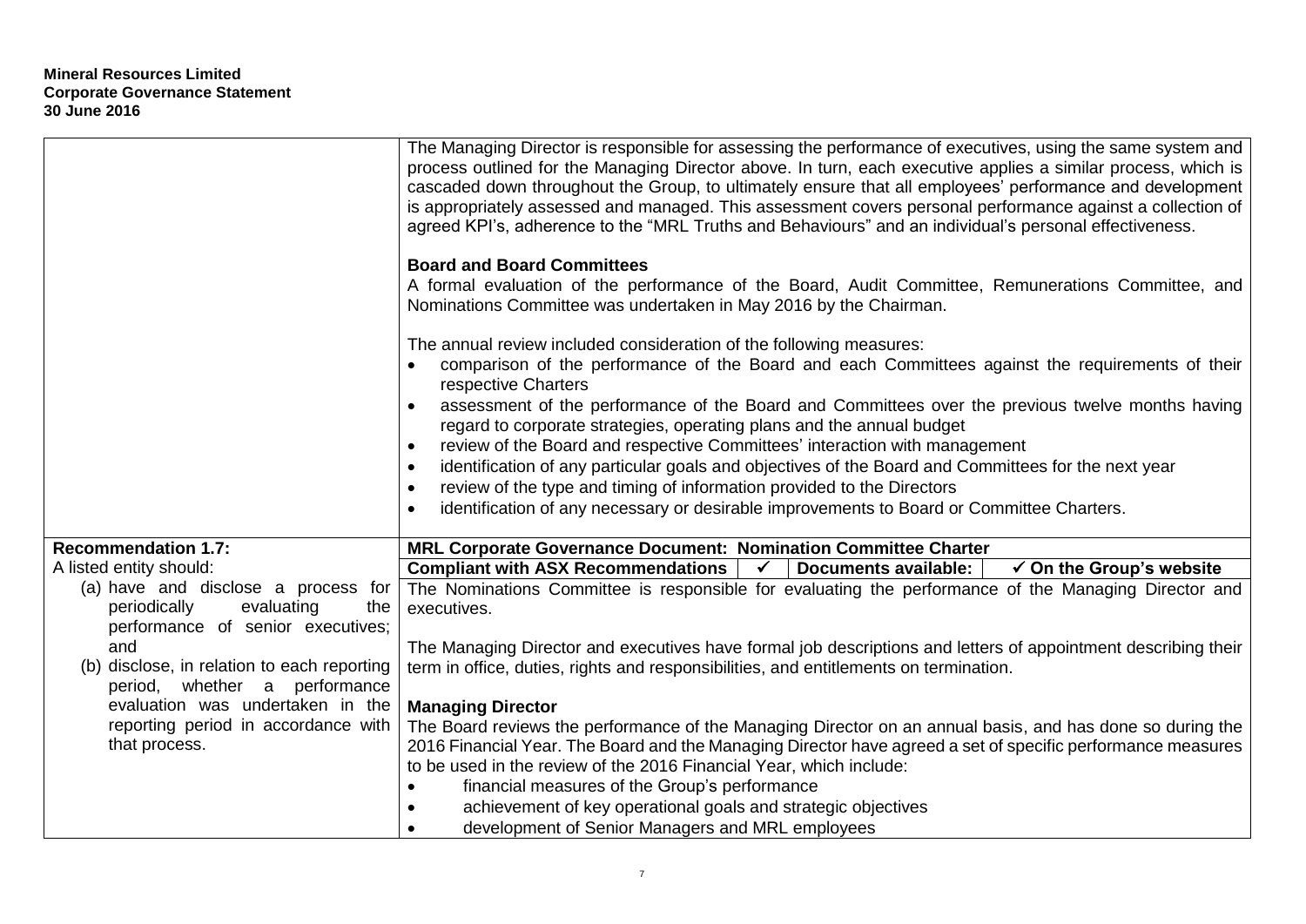| | |
|---|---|
| | The Managing Director is responsible for assessing the performance of executives, using the same system and process outlined for the Managing Director above. In turn, each executive applies a similar process, which is cascaded down throughout the Group, to ultimately ensure that all employees' performance and development is appropriately assessed and managed. This assessment covers personal performance against a collection of agreed KPI's, adherence to the "MRL Truths and Behaviours" and an individual's personal effectiveness.<br><br>**Board and Board Committees**<br>A formal evaluation of the performance of the Board, Audit Committee, Remunerations Committee, and Nominations Committee was undertaken in May 2016 by the Chairman.<br><br>The annual review included consideration of the following measures:<br>• comparison of the performance of the Board and each Committees against the requirements of their respective Charters<br>• assessment of the performance of the Board and Committees over the previous twelve months having regard to corporate strategies, operating plans and the annual budget<br>• review of the Board and respective Committees' interaction with management<br>• identification of any particular goals and objectives of the Board and Committees for the next year<br>• review of the type and timing of information provided to the Directors<br>• identification of any necessary or desirable improvements to Board or Committee Charters. |
| **Recommendation 1.7:**<br>A listed entity should:<br>(a) have and disclose a process for periodically evaluating the performance of senior executives; and<br>(b) disclose, in relation to each reporting period, whether a performance evaluation was undertaken in the reporting period in accordance with that process. | **MRL Corporate Governance Document: Nomination Committee Charter**<br>**Compliant with ASX Recommendations** ✓ **Documents available:** ✓ **On the Group's website**<br>The Nominations Committee is responsible for evaluating the performance of the Managing Director and executives.<br><br>The Managing Director and executives have formal job descriptions and letters of appointment describing their term in office, duties, rights and responsibilities, and entitlements on termination.<br><br>**Managing Director**<br>The Board reviews the performance of the Managing Director on an annual basis, and has done so during the 2016 Financial Year. The Board and the Managing Director have agreed a set of specific performance measures to be used in the review of the 2016 Financial Year, which include:<br>• financial measures of the Group's performance<br>• achievement of key operational goals and strategic objectives<br>• development of Senior Managers and MRL employees |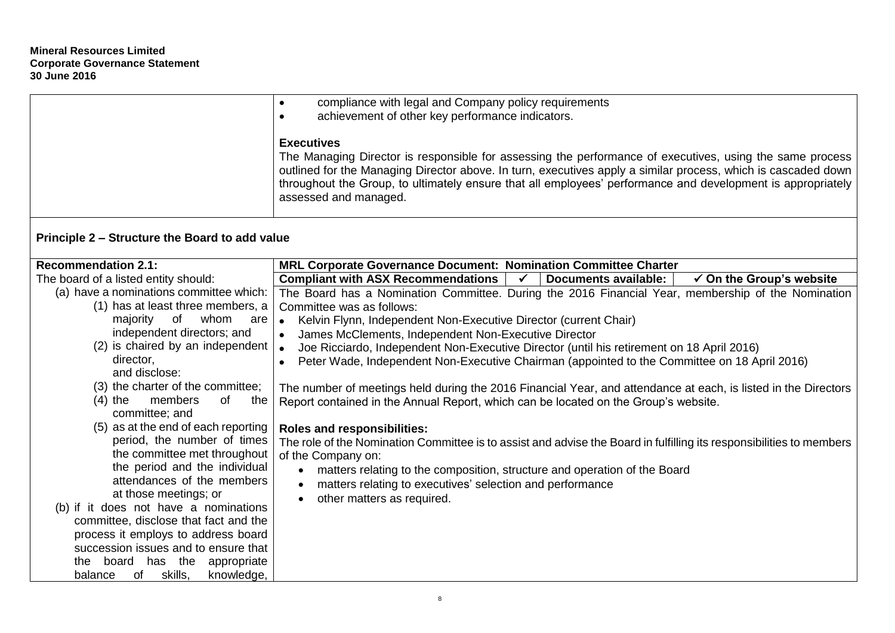| | |
|---|---|
| | • compliance with legal and Company policy requirements<br>• achievement of other key performance indicators.<br><br>**Executives**<br>The Managing Director is responsible for assessing the performance of executives, using the same process outlined for the Managing Director above. In turn, executives apply a similar process, which is cascaded down throughout the Group, to ultimately ensure that all employees' performance and development is appropriately assessed and managed. |

## Principle 2 – Structure the Board to add value

| **Recommendation 2.1:** | **MRL Corporate Governance Document: Nomination Committee Charter** |
|---|---|
| The board of a listed entity should:<br>(a) have a nominations committee which:<br>(1) has at least three members, a majority of whom are independent directors; and<br>(2) is chaired by an independent director,<br>and disclose:<br>(3) the charter of the committee;<br>(4) the members of the committee; and<br>(5) as at the end of each reporting period, the number of times the committee met throughout the period and the individual attendances of the members at those meetings; or<br>(b) if it does not have a nominations committee, disclose that fact and the process it employs to address board succession issues and to ensure that the board has the appropriate balance of skills, knowledge, | **Compliant with ASX Recommendations** ✓ **Documents available:** ✓ **On the Group's website**<br><br>The Board has a Nomination Committee. During the 2016 Financial Year, membership of the Nomination Committee was as follows:<br>• Kelvin Flynn, Independent Non-Executive Director (current Chair)<br>• James McClements, Independent Non-Executive Director<br>• Joe Ricciardo, Independent Non-Executive Director (until his retirement on 18 April 2016)<br>• Peter Wade, Independent Non-Executive Chairman (appointed to the Committee on 18 April 2016)<br><br>The number of meetings held during the 2016 Financial Year, and attendance at each, is listed in the Directors Report contained in the Annual Report, which can be located on the Group's website.<br><br>**Roles and responsibilities:**<br>The role of the Nomination Committee is to assist and advise the Board in fulfilling its responsibilities to members of the Company on:<br>• matters relating to the composition, structure and operation of the Board<br>• matters relating to executives' selection and performance<br>• other matters as required. |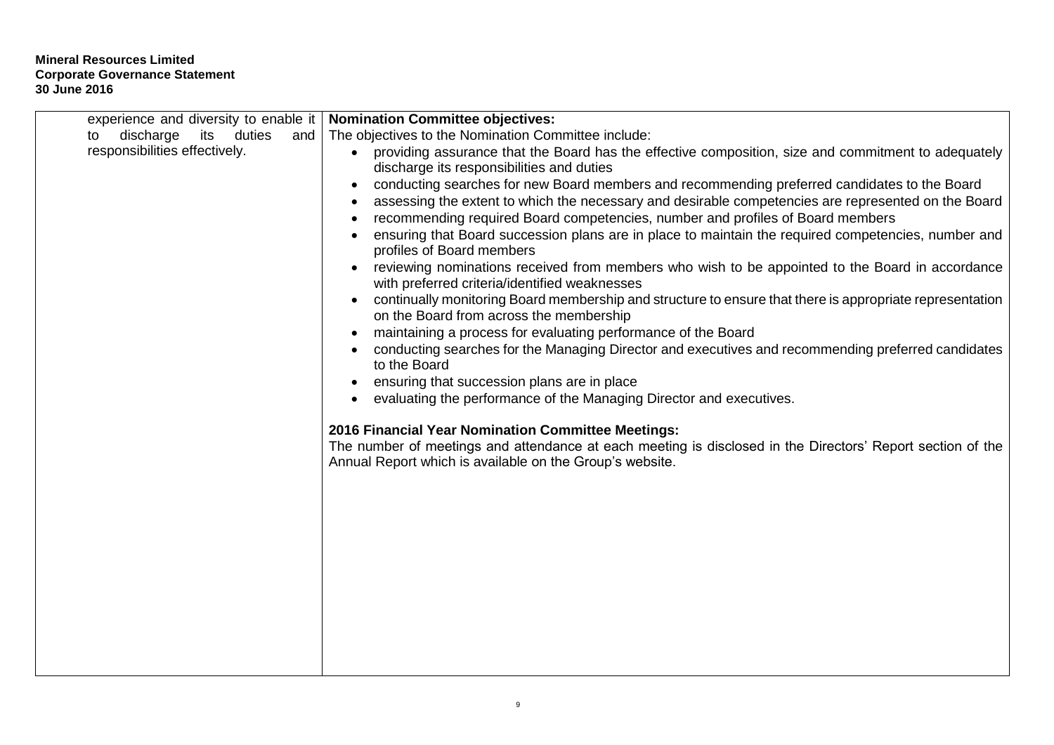| | |
|---|---|
| experience and diversity to enable it to discharge its duties and responsibilities effectively. | **Nomination Committee objectives:**<br>The objectives to the Nomination Committee include:<br>• providing assurance that the Board has the effective composition, size and commitment to adequately discharge its responsibilities and duties<br>• conducting searches for new Board members and recommending preferred candidates to the Board<br>• assessing the extent to which the necessary and desirable competencies are represented on the Board<br>• recommending required Board competencies, number and profiles of Board members<br>• ensuring that Board succession plans are in place to maintain the required competencies, number and profiles of Board members<br>• reviewing nominations received from members who wish to be appointed to the Board in accordance with preferred criteria/identified weaknesses<br>• continually monitoring Board membership and structure to ensure that there is appropriate representation on the Board from across the membership<br>• maintaining a process for evaluating performance of the Board<br>• conducting searches for the Managing Director and executives and recommending preferred candidates to the Board<br>• ensuring that succession plans are in place<br>• evaluating the performance of the Managing Director and executives.<br><br>**2016 Financial Year Nomination Committee Meetings:**<br>The number of meetings and attendance at each meeting is disclosed in the Directors' Report section of the Annual Report which is available on the Group's website. |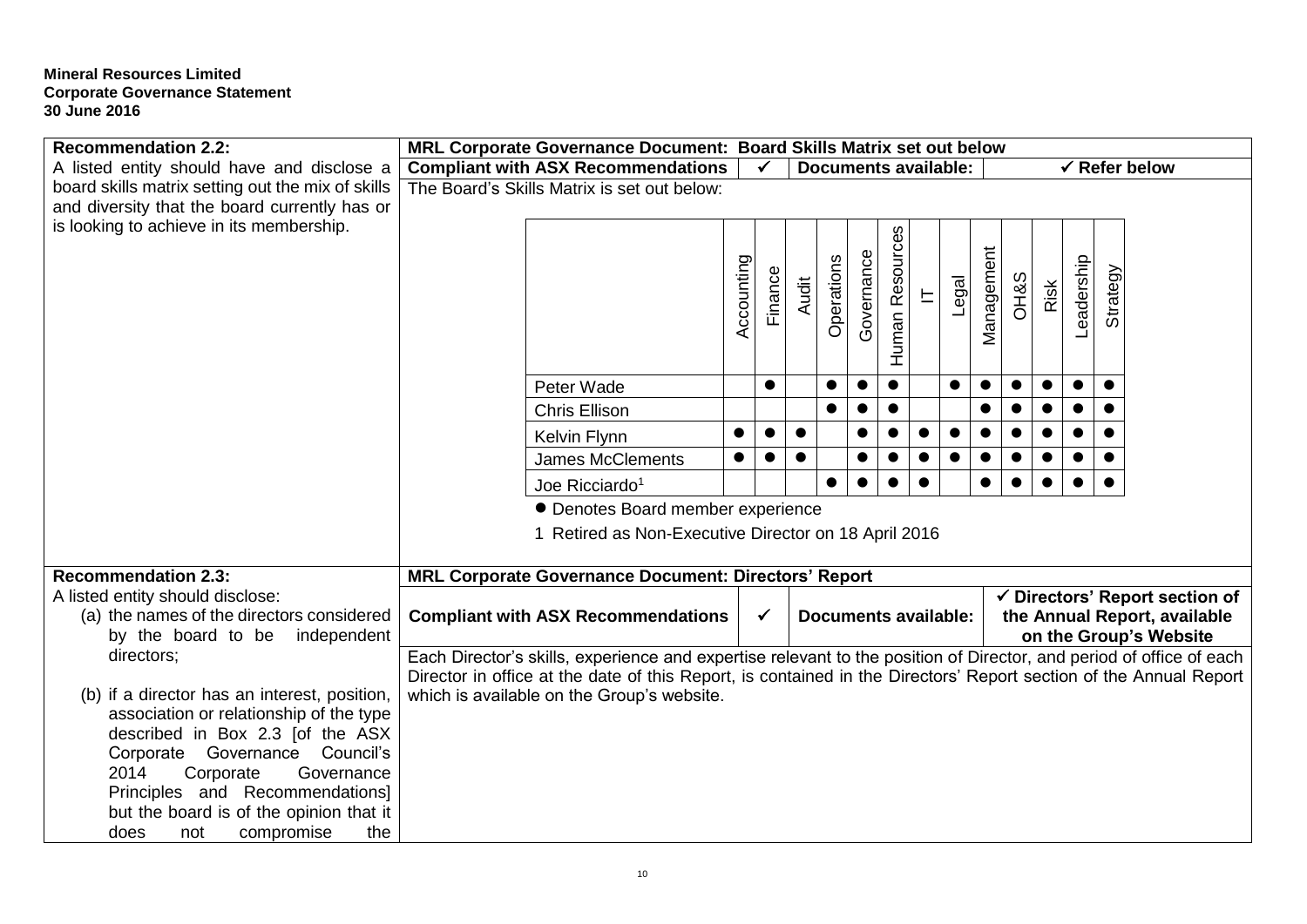**Mineral Resources Limited**
**Corporate Governance Statement**
**30 June 2016**

| Recommendation | MRL Corporate Governance Document |
|---|---|
| **Recommendation 2.2:** A listed entity should have and disclose a board skills matrix setting out the mix of skills and diversity that the board currently has or is looking to achieve in its membership. | **MRL Corporate Governance Document: Board Skills Matrix set out below** <br> **Compliant with ASX Recommendations** ✓ **Documents available:** ✓ **Refer below** <br> The Board's Skills Matrix is set out below: |

| | Accounting | Finance | Audit | Operations | Governance | Human Resources | IT | Legal | Management | OH&S | Risk | Leadership | Strategy |
|---|---|---|---|---|---|---|---|---|---|---|---|---|---|
| Peter Wade | | ● | | ● | ● | ● | | ● | ● | ● | ● | ● | ● |
| Chris Ellison | | | | ● | ● | ● | | | ● | ● | ● | ● | ● |
| Kelvin Flynn | ● | ● | ● | | ● | ● | ● | ● | ● | ● | ● | ● | ● |
| James McClements | ● | ● | ● | | ● | ● | ● | ● | ● | ● | ● | ● | ● |
| Joe Ricciardo[1] | | | | ● | ● | ● | ● | | ● | ● | ● | ● | ● |

● Denotes Board member experience

1 Retired as Non-Executive Director on 18 April 2016

| Recommendation | MRL Corporate Governance Document |
|---|---|
| **Recommendation 2.3:** A listed entity should disclose: (a) the names of the directors considered by the board to be independent directors; (b) if a director has an interest, position, association or relationship of the type described in Box 2.3 [of the ASX Corporate Governance Council's 2014 Corporate Governance Principles and Recommendations] but the board is of the opinion that it does not compromise the | **MRL Corporate Governance Document: Directors' Report** <br> **Compliant with ASX Recommendations** ✓ **Documents available:** ✓ **Directors' Report section of the Annual Report, available on the Group's Website** <br> Each Director's skills, experience and expertise relevant to the position of Director, and period of office of each Director in office at the date of this Report, is contained in the Directors' Report section of the Annual Report which is available on the Group's website. |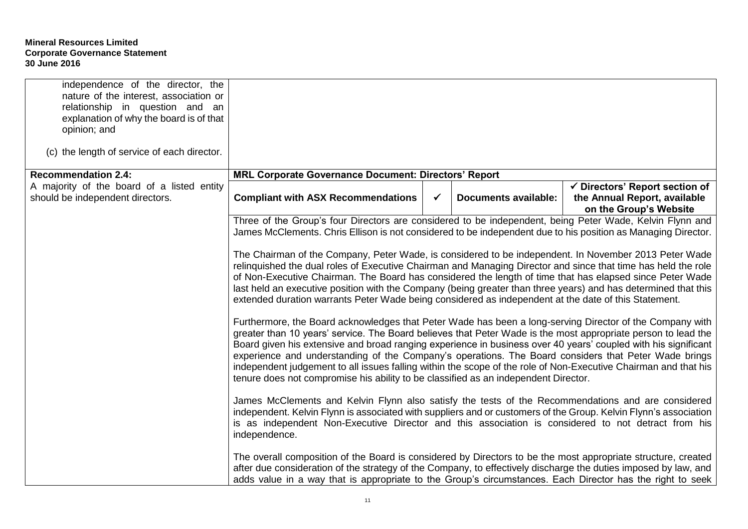| | | | | |
|---|---|---|---|---|
| independence of the director, the nature of the interest, association or relationship in question and an explanation of why the board is of that opinion; and<br><br>(c) the length of service of each director. | | | | |
| **Recommendation 2.4:**<br>A majority of the board of a listed entity should be independent directors. | **MRL Corporate Governance Document: Directors' Report** | | | |
| | **Compliant with ASX Recommendations** | ✓ | **Documents available:** | **✓ Directors' Report section of the Annual Report, available on the Group's Website** |
| | Three of the Group's four Directors are considered to be independent, being Peter Wade, Kelvin Flynn and James McClements. Chris Ellison is not considered to be independent due to his position as Managing Director.<br><br>The Chairman of the Company, Peter Wade, is considered to be independent. In November 2013 Peter Wade relinquished the dual roles of Executive Chairman and Managing Director and since that time has held the role of Non-Executive Chairman. The Board has considered the length of time that has elapsed since Peter Wade last held an executive position with the Company (being greater than three years) and has determined that this extended duration warrants Peter Wade being considered as independent at the date of this Statement.<br><br>Furthermore, the Board acknowledges that Peter Wade has been a long-serving Director of the Company with greater than 10 years' service. The Board believes that Peter Wade is the most appropriate person to lead the Board given his extensive and broad ranging experience in business over 40 years' coupled with his significant experience and understanding of the Company's operations. The Board considers that Peter Wade brings independent judgement to all issues falling within the scope of the role of Non-Executive Chairman and that his tenure does not compromise his ability to be classified as an independent Director.<br><br>James McClements and Kelvin Flynn also satisfy the tests of the Recommendations and are considered independent. Kelvin Flynn is associated with suppliers and or customers of the Group. Kelvin Flynn's association is as independent Non-Executive Director and this association is considered to not detract from his independence.<br><br>The overall composition of the Board is considered by Directors to be the most appropriate structure, created after due consideration of the strategy of the Company, to effectively discharge the duties imposed by law, and adds value in a way that is appropriate to the Group's circumstances. Each Director has the right to seek | | | |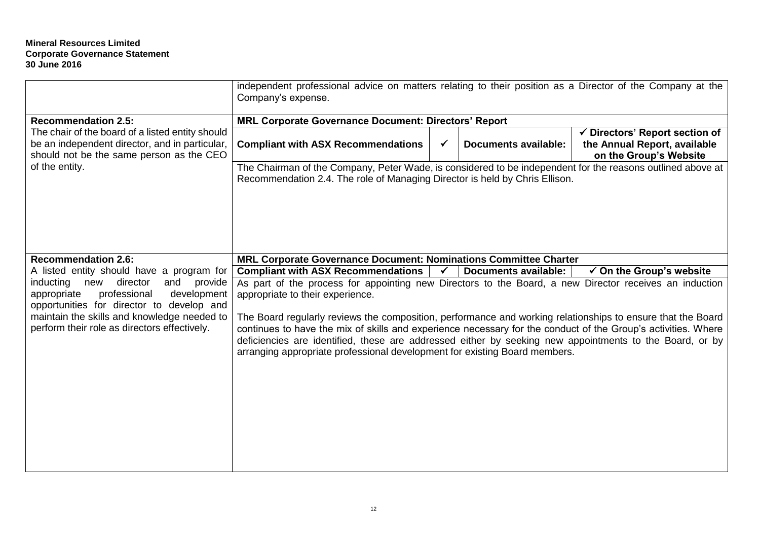| | |
|---|---|
| | independent professional advice on matters relating to their position as a Director of the Company at the Company's expense. |
| **Recommendation 2.5:** The chair of the board of a listed entity should be an independent director, and in particular, should not be the same person as the CEO of the entity. | **MRL Corporate Governance Document: Directors' Report**<br>**Compliant with ASX Recommendations** ✓ **Documents available:** **✓ Directors' Report section of the Annual Report, available on the Group's Website**<br>The Chairman of the Company, Peter Wade, is considered to be independent for the reasons outlined above at Recommendation 2.4. The role of Managing Director is held by Chris Ellison. |
| **Recommendation 2.6:** A listed entity should have a program for inducting new director and provide appropriate professional development opportunities for director to develop and maintain the skills and knowledge needed to perform their role as directors effectively. | **MRL Corporate Governance Document: Nominations Committee Charter**<br>**Compliant with ASX Recommendations** ✓ **Documents available:** **✓ On the Group's website**<br>As part of the process for appointing new Directors to the Board, a new Director receives an induction appropriate to their experience.<br><br>The Board regularly reviews the composition, performance and working relationships to ensure that the Board continues to have the mix of skills and experience necessary for the conduct of the Group's activities. Where deficiencies are identified, these are addressed either by seeking new appointments to the Board, or by arranging appropriate professional development for existing Board members. |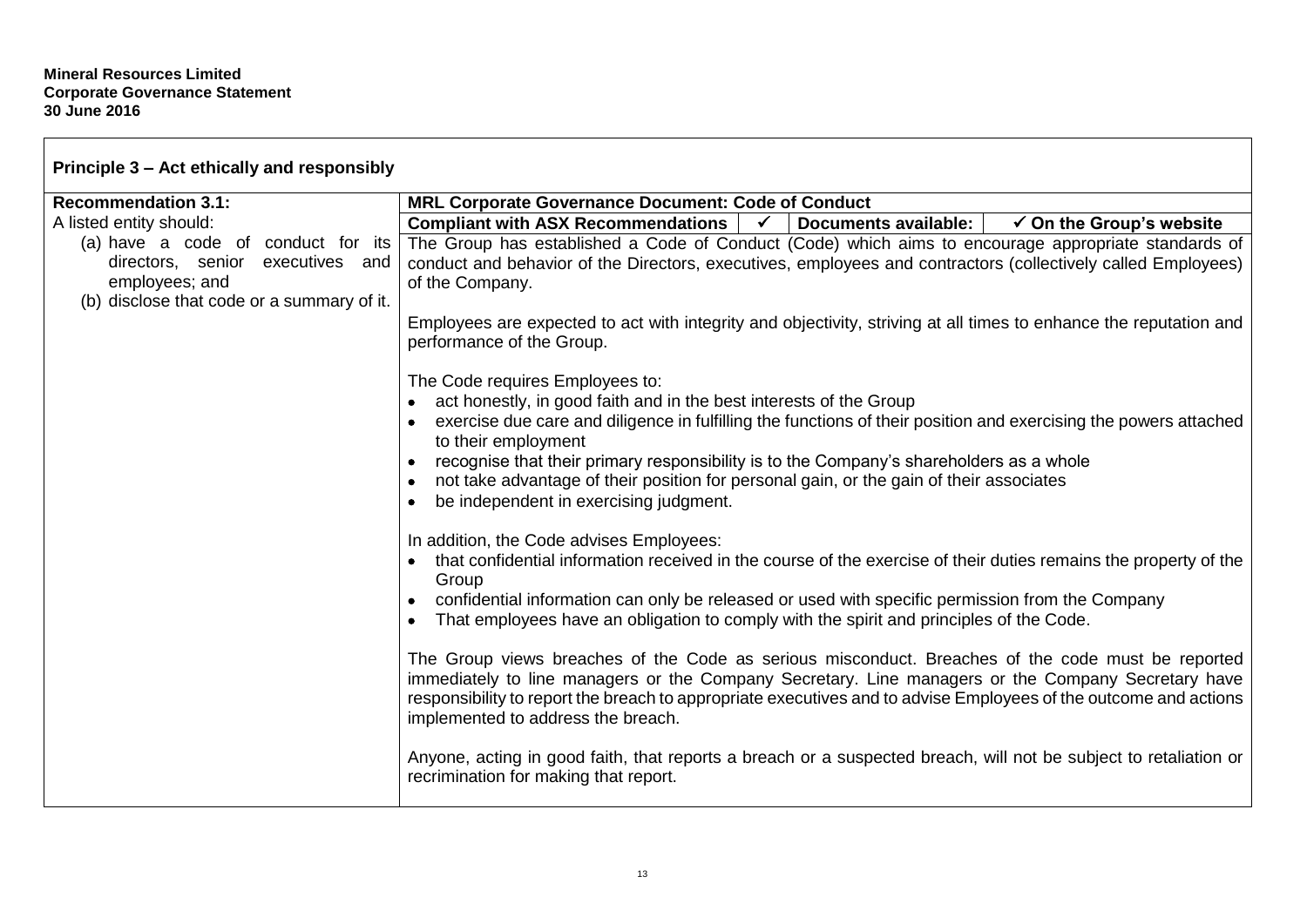**Mineral Resources Limited**
**Corporate Governance Statement**
**30 June 2016**

## Principle 3 – Act ethically and responsibly

| **Recommendation 3.1:** | **MRL Corporate Governance Document: Code of Conduct** |
|---|---|
| A listed entity should:<br>(a) have a code of conduct for its directors, senior executives and employees; and<br>(b) disclose that code or a summary of it. | **Compliant with ASX Recommendations** ✓ \| **Documents available:** ✓ **On the Group's website**<br><br>The Group has established a Code of Conduct (Code) which aims to encourage appropriate standards of conduct and behavior of the Directors, executives, employees and contractors (collectively called Employees) of the Company.<br><br>Employees are expected to act with integrity and objectivity, striving at all times to enhance the reputation and performance of the Group.<br><br>The Code requires Employees to:<br>• act honestly, in good faith and in the best interests of the Group<br>• exercise due care and diligence in fulfilling the functions of their position and exercising the powers attached to their employment<br>• recognise that their primary responsibility is to the Company's shareholders as a whole<br>• not take advantage of their position for personal gain, or the gain of their associates<br>• be independent in exercising judgment.<br><br>In addition, the Code advises Employees:<br>• that confidential information received in the course of the exercise of their duties remains the property of the Group<br>• confidential information can only be released or used with specific permission from the Company<br>• That employees have an obligation to comply with the spirit and principles of the Code.<br><br>The Group views breaches of the Code as serious misconduct. Breaches of the code must be reported immediately to line managers or the Company Secretary. Line managers or the Company Secretary have responsibility to report the breach to appropriate executives and to advise Employees of the outcome and actions implemented to address the breach.<br><br>Anyone, acting in good faith, that reports a breach or a suspected breach, will not be subject to retaliation or recrimination for making that report. |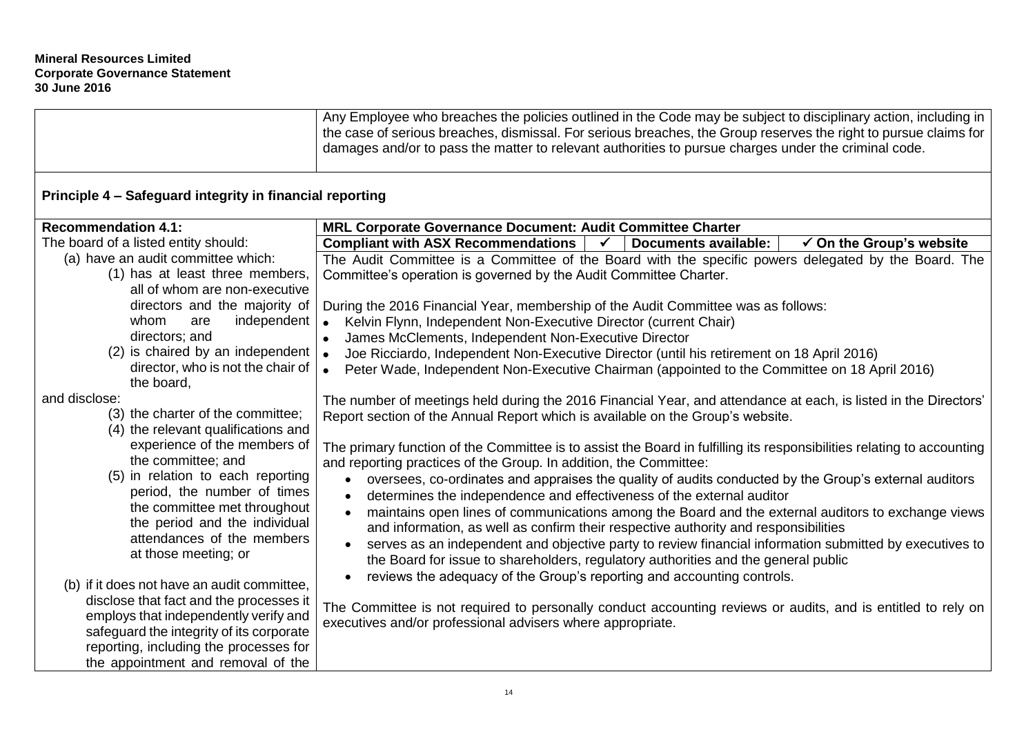| | Any Employee who breaches the policies outlined in the Code may be subject to disciplinary action, including in the case of serious breaches, dismissal. For serious breaches, the Group reserves the right to pursue claims for damages and/or to pass the matter to relevant authorities to pursue charges under the criminal code. |
|---|---|

## Principle 4 – Safeguard integrity in financial reporting

| **Recommendation 4.1:** | **MRL Corporate Governance Document: Audit Committee Charter** |
|---|---|
| The board of a listed entity should:<br>(a) have an audit committee which:<br>(1) has at least three members, all of whom are non-executive directors and the majority of whom are independent directors; and<br>(2) is chaired by an independent director, who is not the chair of the board,<br>and disclose:<br>(3) the charter of the committee;<br>(4) the relevant qualifications and experience of the members of the committee; and<br>(5) in relation to each reporting period, the number of times the committee met throughout the period and the individual attendances of the members at those meeting; or<br><br>(b) if it does not have an audit committee, disclose that fact and the processes it employs that independently verify and safeguard the integrity of its corporate reporting, including the processes for the appointment and removal of the | **Compliant with ASX Recommendations** ✓ **Documents available:** ✓ **On the Group's website**<br><br>The Audit Committee is a Committee of the Board with the specific powers delegated by the Board. The Committee's operation is governed by the Audit Committee Charter.<br><br>During the 2016 Financial Year, membership of the Audit Committee was as follows:<br>• Kelvin Flynn, Independent Non-Executive Director (current Chair)<br>• James McClements, Independent Non-Executive Director<br>• Joe Ricciardo, Independent Non-Executive Director (until his retirement on 18 April 2016)<br>• Peter Wade, Independent Non-Executive Chairman (appointed to the Committee on 18 April 2016)<br><br>The number of meetings held during the 2016 Financial Year, and attendance at each, is listed in the Directors' Report section of the Annual Report which is available on the Group's website.<br><br>The primary function of the Committee is to assist the Board in fulfilling its responsibilities relating to accounting and reporting practices of the Group. In addition, the Committee:<br>• oversees, co-ordinates and appraises the quality of audits conducted by the Group's external auditors<br>• determines the independence and effectiveness of the external auditor<br>• maintains open lines of communications among the Board and the external auditors to exchange views and information, as well as confirm their respective authority and responsibilities<br>• serves as an independent and objective party to review financial information submitted by executives to the Board for issue to shareholders, regulatory authorities and the general public<br>• reviews the adequacy of the Group's reporting and accounting controls.<br><br>The Committee is not required to personally conduct accounting reviews or audits, and is entitled to rely on executives and/or professional advisers where appropriate. |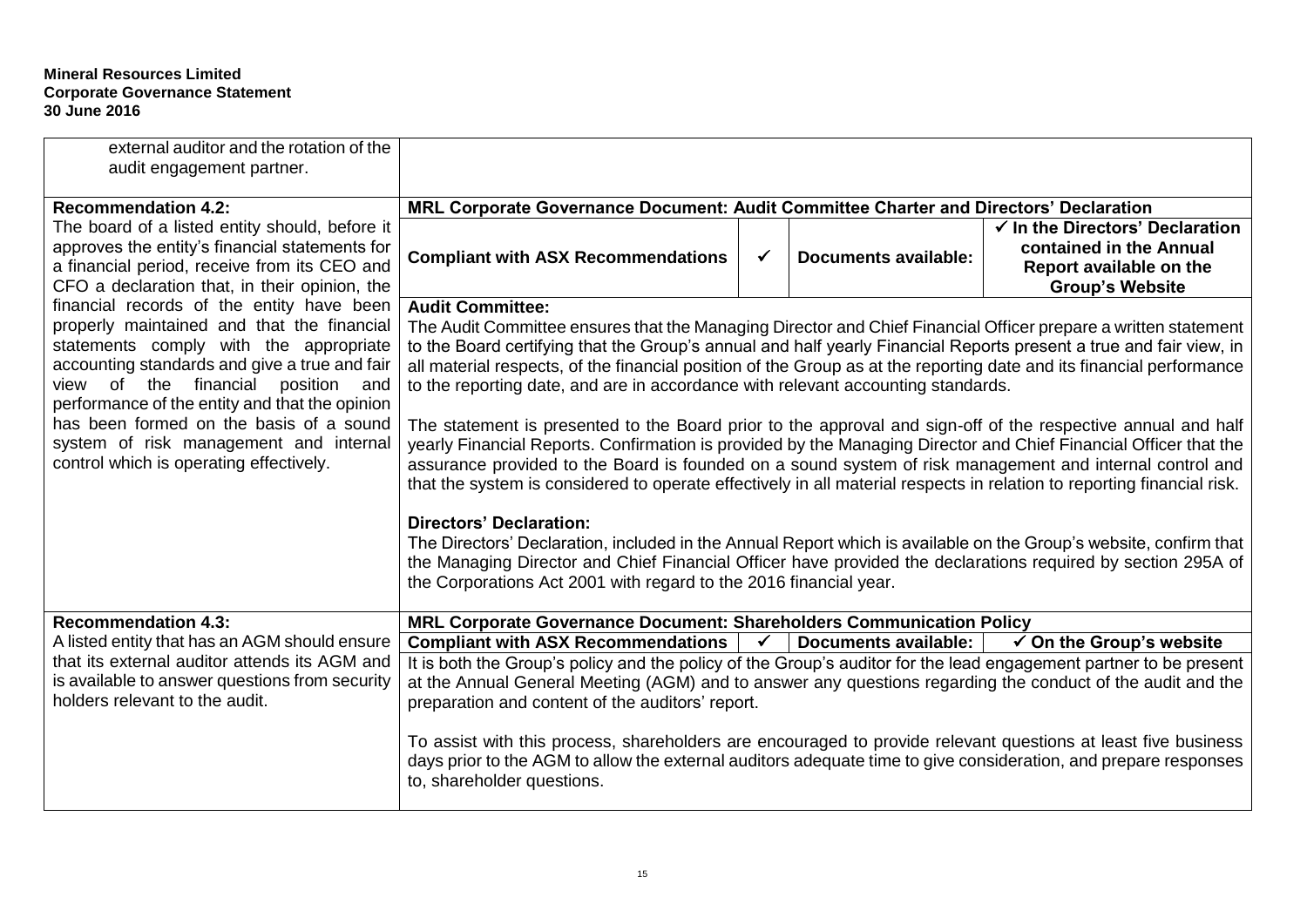| | |
|---|---|
| external auditor and the rotation of the audit engagement partner. | |
| **Recommendation 4.2:**<br>The board of a listed entity should, before it approves the entity's financial statements for a financial period, receive from its CEO and CFO a declaration that, in their opinion, the financial records of the entity have been properly maintained and that the financial statements comply with the appropriate accounting standards and give a true and fair view of the financial position and performance of the entity and that the opinion has been formed on the basis of a sound system of risk management and internal control which is operating effectively. | **MRL Corporate Governance Document: Audit Committee Charter and Directors' Declaration**<br><br>**Compliant with ASX Recommendations** ✓ **Documents available:** ✓ **In the Directors' Declaration contained in the Annual Report available on the Group's Website**<br><br>**Audit Committee:**<br>The Audit Committee ensures that the Managing Director and Chief Financial Officer prepare a written statement to the Board certifying that the Group's annual and half yearly Financial Reports present a true and fair view, in all material respects, of the financial position of the Group as at the reporting date and its financial performance to the reporting date, and are in accordance with relevant accounting standards.<br><br>The statement is presented to the Board prior to the approval and sign-off of the respective annual and half yearly Financial Reports. Confirmation is provided by the Managing Director and Chief Financial Officer that the assurance provided to the Board is founded on a sound system of risk management and internal control and that the system is considered to operate effectively in all material respects in relation to reporting financial risk.<br><br>**Directors' Declaration:**<br>The Directors' Declaration, included in the Annual Report which is available on the Group's website, confirm that the Managing Director and Chief Financial Officer have provided the declarations required by section 295A of the Corporations Act 2001 with regard to the 2016 financial year. |
| **Recommendation 4.3:**<br>A listed entity that has an AGM should ensure that its external auditor attends its AGM and is available to answer questions from security holders relevant to the audit. | **MRL Corporate Governance Document: Shareholders Communication Policy**<br><br>**Compliant with ASX Recommendations** ✓ **Documents available:** ✓ **On the Group's website**<br><br>It is both the Group's policy and the policy of the Group's auditor for the lead engagement partner to be present at the Annual General Meeting (AGM) and to answer any questions regarding the conduct of the audit and the preparation and content of the auditors' report.<br><br>To assist with this process, shareholders are encouraged to provide relevant questions at least five business days prior to the AGM to allow the external auditors adequate time to give consideration, and prepare responses to, shareholder questions. |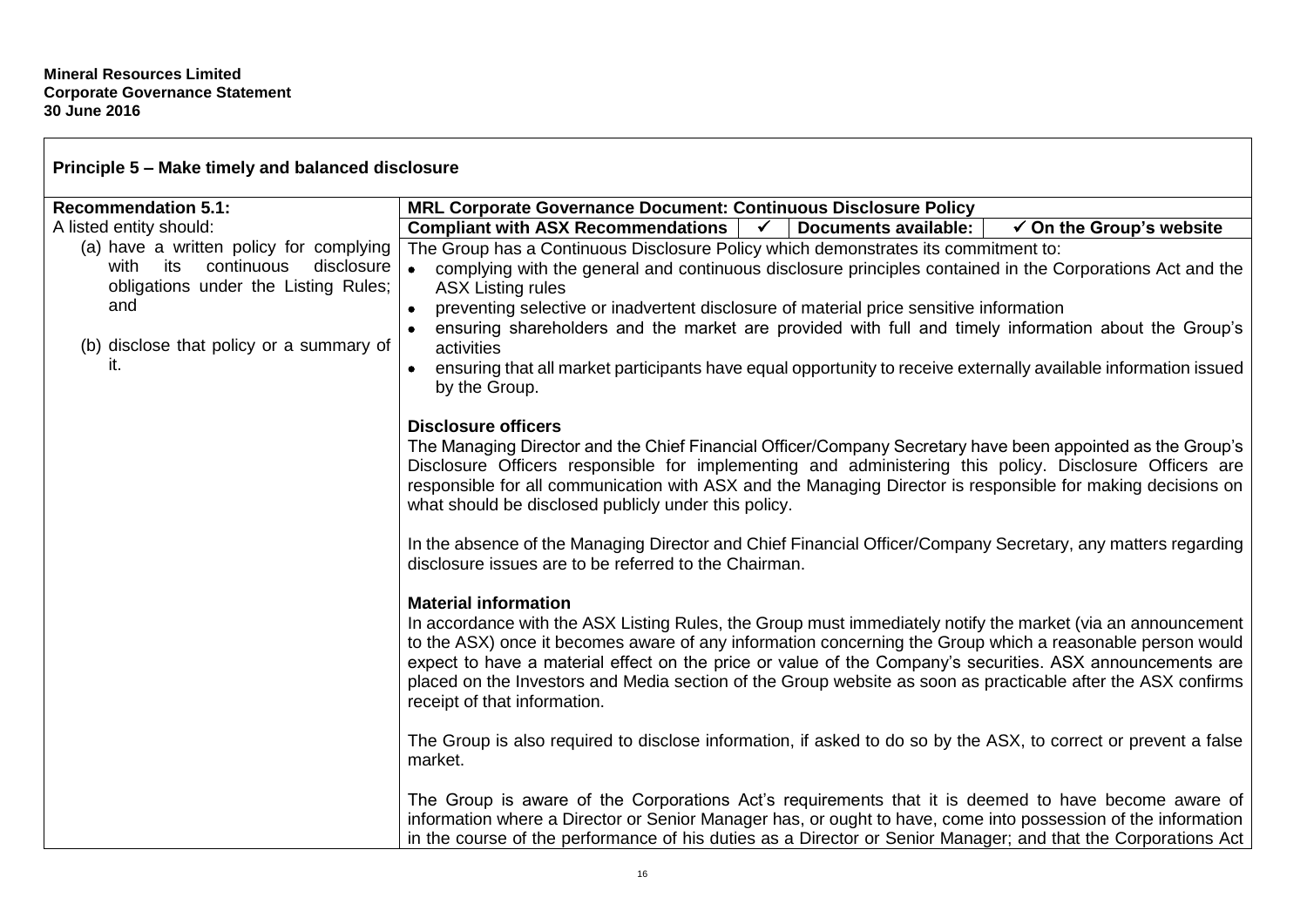**Mineral Resources Limited**
**Corporate Governance Statement**
**30 June 2016**

## Principle 5 – Make timely and balanced disclosure

| **Recommendation 5.1:** | **MRL Corporate Governance Document: Continuous Disclosure Policy** |
|---|---|
| A listed entity should:<br>(a) have a written policy for complying with its continuous disclosure obligations under the Listing Rules; and<br>(b) disclose that policy or a summary of it. | **Compliant with ASX Recommendations** ✓ \| **Documents available:** ✓ **On the Group's website**<br><br>The Group has a Continuous Disclosure Policy which demonstrates its commitment to:<br>• complying with the general and continuous disclosure principles contained in the Corporations Act and the ASX Listing rules<br>• preventing selective or inadvertent disclosure of material price sensitive information<br>• ensuring shareholders and the market are provided with full and timely information about the Group's activities<br>• ensuring that all market participants have equal opportunity to receive externally available information issued by the Group.<br><br>**Disclosure officers**<br>The Managing Director and the Chief Financial Officer/Company Secretary have been appointed as the Group's Disclosure Officers responsible for implementing and administering this policy. Disclosure Officers are responsible for all communication with ASX and the Managing Director is responsible for making decisions on what should be disclosed publicly under this policy.<br><br>In the absence of the Managing Director and Chief Financial Officer/Company Secretary, any matters regarding disclosure issues are to be referred to the Chairman.<br><br>**Material information**<br>In accordance with the ASX Listing Rules, the Group must immediately notify the market (via an announcement to the ASX) once it becomes aware of any information concerning the Group which a reasonable person would expect to have a material effect on the price or value of the Company's securities. ASX announcements are placed on the Investors and Media section of the Group website as soon as practicable after the ASX confirms receipt of that information.<br><br>The Group is also required to disclose information, if asked to do so by the ASX, to correct or prevent a false market.<br><br>The Group is aware of the Corporations Act's requirements that it is deemed to have become aware of information where a Director or Senior Manager has, or ought to have, come into possession of the information in the course of the performance of his duties as a Director or Senior Manager; and that the Corporations Act |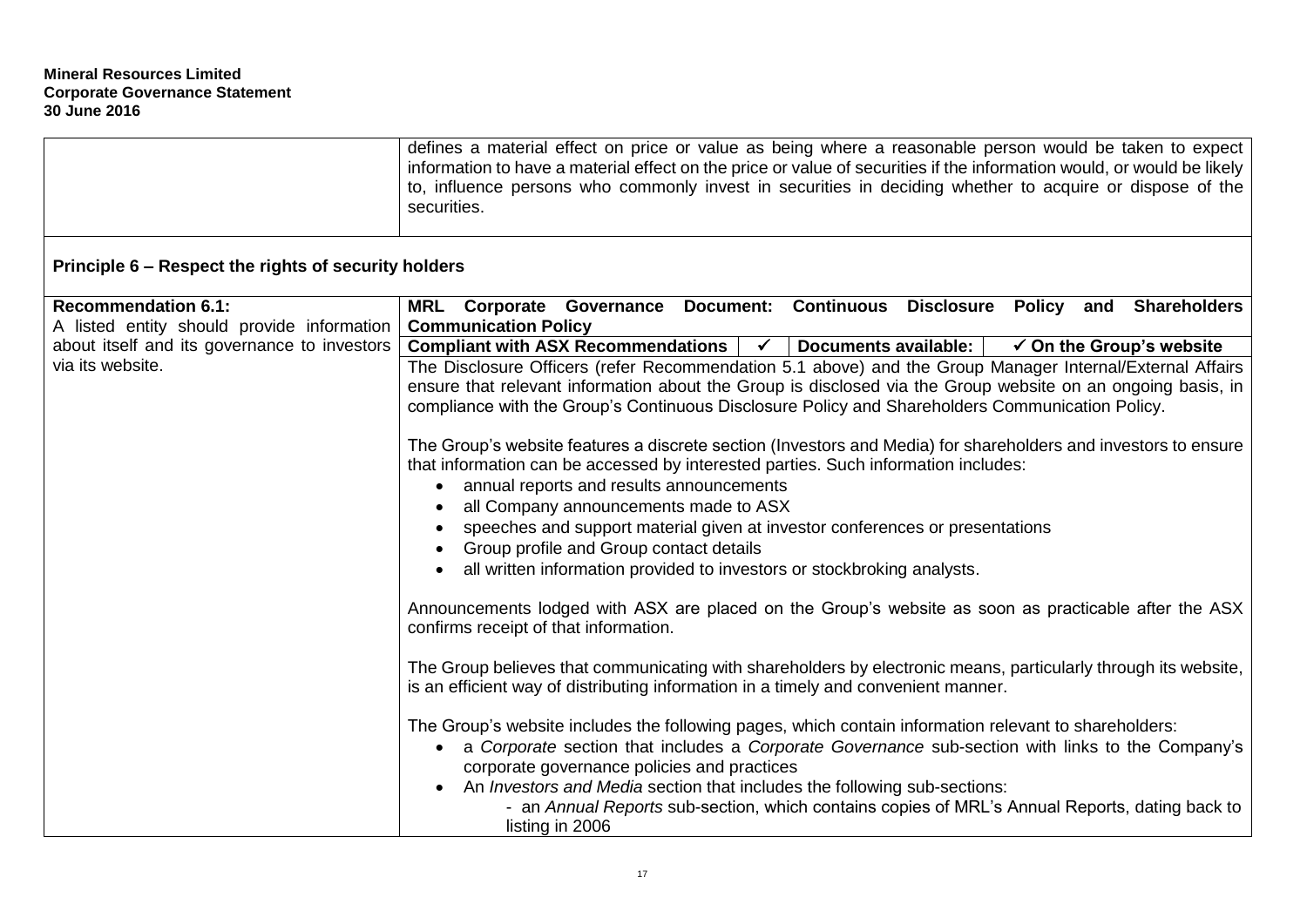| | |
|---|---|
| | defines a material effect on price or value as being where a reasonable person would be taken to expect information to have a material effect on the price or value of securities if the information would, or would be likely to, influence persons who commonly invest in securities in deciding whether to acquire or dispose of the securities. |

## Principle 6 – Respect the rights of security holders

| | |
|---|---|
| **Recommendation 6.1:**<br>A listed entity should provide information about itself and its governance to investors via its website. | **MRL Corporate Governance Document: Continuous Disclosure Policy and Shareholders Communication Policy**<br>**Compliant with ASX Recommendations** ✓ **Documents available:** ✓ **On the Group's website**<br><br>The Disclosure Officers (refer Recommendation 5.1 above) and the Group Manager Internal/External Affairs ensure that relevant information about the Group is disclosed via the Group website on an ongoing basis, in compliance with the Group's Continuous Disclosure Policy and Shareholders Communication Policy.<br><br>The Group's website features a discrete section (Investors and Media) for shareholders and investors to ensure that information can be accessed by interested parties. Such information includes:<br>• annual reports and results announcements<br>• all Company announcements made to ASX<br>• speeches and support material given at investor conferences or presentations<br>• Group profile and Group contact details<br>• all written information provided to investors or stockbroking analysts.<br><br>Announcements lodged with ASX are placed on the Group's website as soon as practicable after the ASX confirms receipt of that information.<br><br>The Group believes that communicating with shareholders by electronic means, particularly through its website, is an efficient way of distributing information in a timely and convenient manner.<br><br>The Group's website includes the following pages, which contain information relevant to shareholders:<br>• a *Corporate* section that includes a *Corporate Governance* sub-section with links to the Company's corporate governance policies and practices<br>• An *Investors and Media* section that includes the following sub-sections:<br>  - an *Annual Reports* sub-section, which contains copies of MRL's Annual Reports, dating back to listing in 2006 |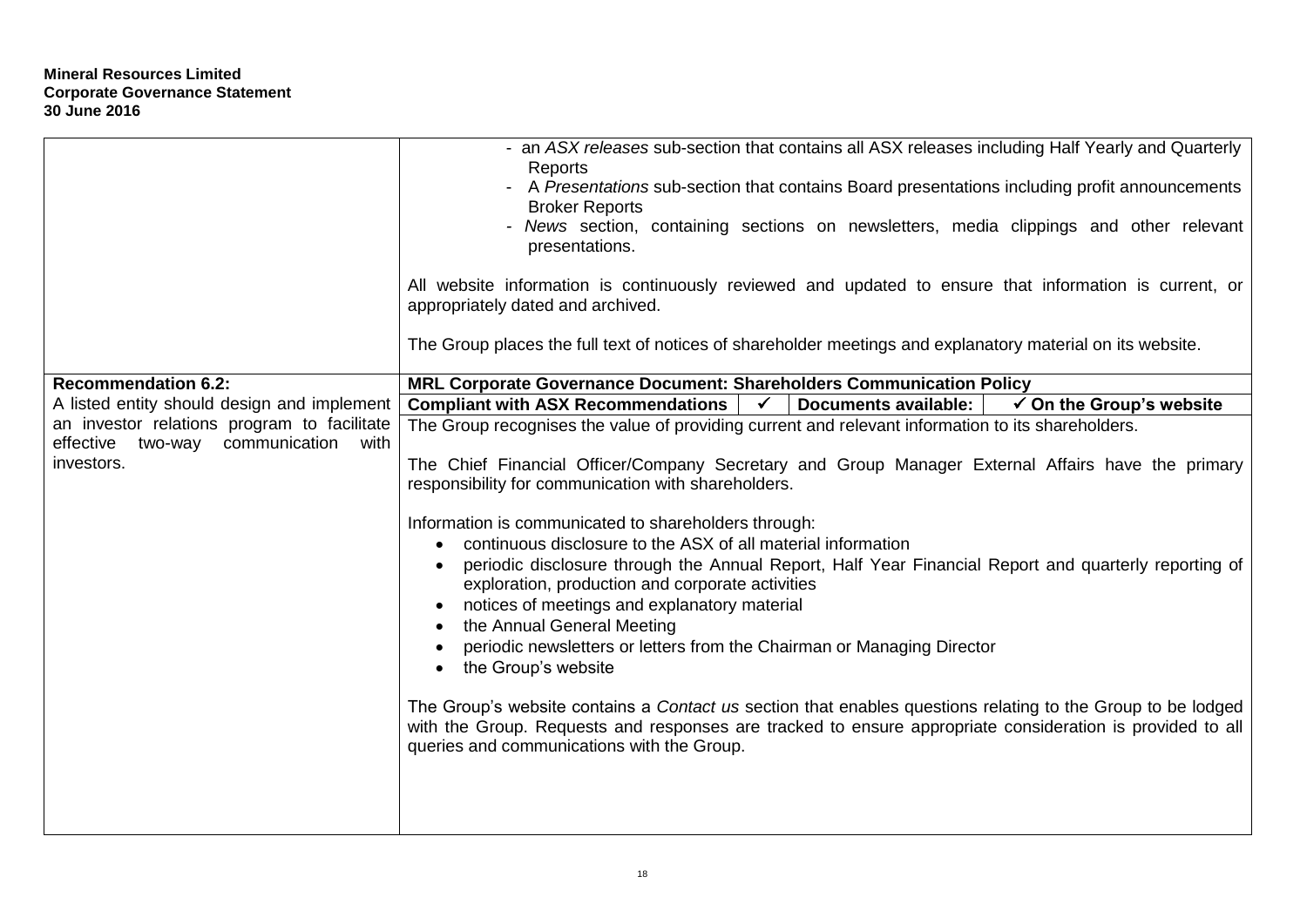| | |
|---|---|
| | - an *ASX releases* sub-section that contains all ASX releases including Half Yearly and Quarterly Reports<br>- A *Presentations* sub-section that contains Board presentations including profit announcements Broker Reports<br>- *News* section, containing sections on newsletters, media clippings and other relevant presentations.<br><br>All website information is continuously reviewed and updated to ensure that information is current, or appropriately dated and archived.<br><br>The Group places the full text of notices of shareholder meetings and explanatory material on its website. |
| **Recommendation 6.2:**<br>A listed entity should design and implement an investor relations program to facilitate effective two-way communication with investors. | **MRL Corporate Governance Document: Shareholders Communication Policy**<br>**Compliant with ASX Recommendations** ✓ **Documents available:** ✓ **On the Group's website**<br><br>The Group recognises the value of providing current and relevant information to its shareholders.<br><br>The Chief Financial Officer/Company Secretary and Group Manager External Affairs have the primary responsibility for communication with shareholders.<br><br>Information is communicated to shareholders through:<br>• continuous disclosure to the ASX of all material information<br>• periodic disclosure through the Annual Report, Half Year Financial Report and quarterly reporting of exploration, production and corporate activities<br>• notices of meetings and explanatory material<br>• the Annual General Meeting<br>• periodic newsletters or letters from the Chairman or Managing Director<br>• the Group's website<br><br>The Group's website contains a *Contact us* section that enables questions relating to the Group to be lodged with the Group. Requests and responses are tracked to ensure appropriate consideration is provided to all queries and communications with the Group. |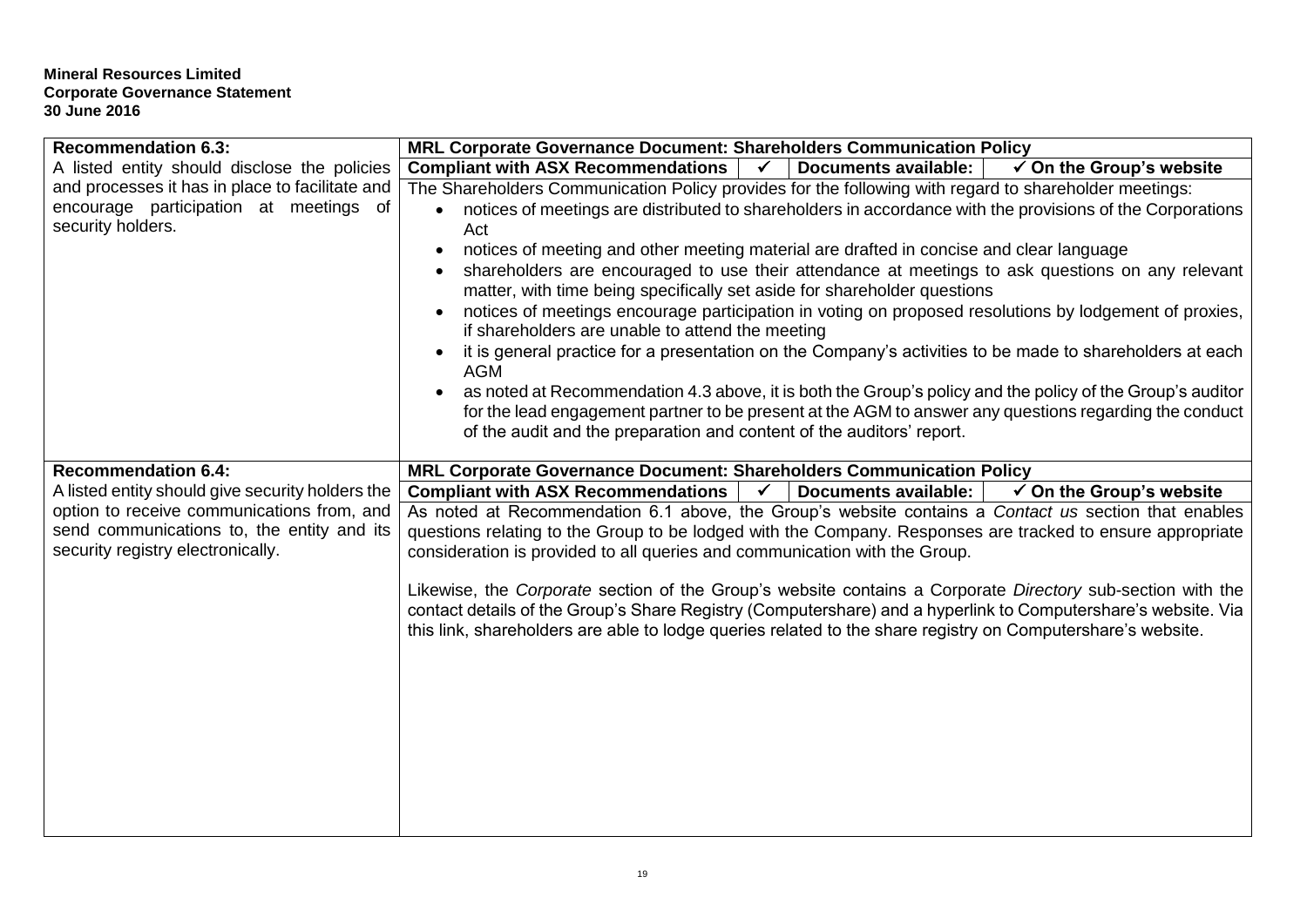**Mineral Resources Limited**
**Corporate Governance Statement**
**30 June 2016**

| **Recommendation 6.3:** | **MRL Corporate Governance Document: Shareholders Communication Policy** |
|---|---|
| A listed entity should disclose the policies and processes it has in place to facilitate and encourage participation at meetings of security holders. | **Compliant with ASX Recommendations** ✓ \| **Documents available:** ✓ **On the Group's website**<br><br>The Shareholders Communication Policy provides for the following with regard to shareholder meetings:<br>• notices of meetings are distributed to shareholders in accordance with the provisions of the Corporations Act<br>• notices of meeting and other meeting material are drafted in concise and clear language<br>• shareholders are encouraged to use their attendance at meetings to ask questions on any relevant matter, with time being specifically set aside for shareholder questions<br>• notices of meetings encourage participation in voting on proposed resolutions by lodgement of proxies, if shareholders are unable to attend the meeting<br>• it is general practice for a presentation on the Company's activities to be made to shareholders at each AGM<br>• as noted at Recommendation 4.3 above, it is both the Group's policy and the policy of the Group's auditor for the lead engagement partner to be present at the AGM to answer any questions regarding the conduct of the audit and the preparation and content of the auditors' report. |
| **Recommendation 6.4:** | **MRL Corporate Governance Document: Shareholders Communication Policy** |
| A listed entity should give security holders the option to receive communications from, and send communications to, the entity and its security registry electronically. | **Compliant with ASX Recommendations** ✓ \| **Documents available:** ✓ **On the Group's website**<br><br>As noted at Recommendation 6.1 above, the Group's website contains a *Contact us* section that enables questions relating to the Group to be lodged with the Company. Responses are tracked to ensure appropriate consideration is provided to all queries and communication with the Group.<br><br>Likewise, the *Corporate* section of the Group's website contains a Corporate *Directory* sub-section with the contact details of the Group's Share Registry (Computershare) and a hyperlink to Computershare's website. Via this link, shareholders are able to lodge queries related to the share registry on Computershare's website. |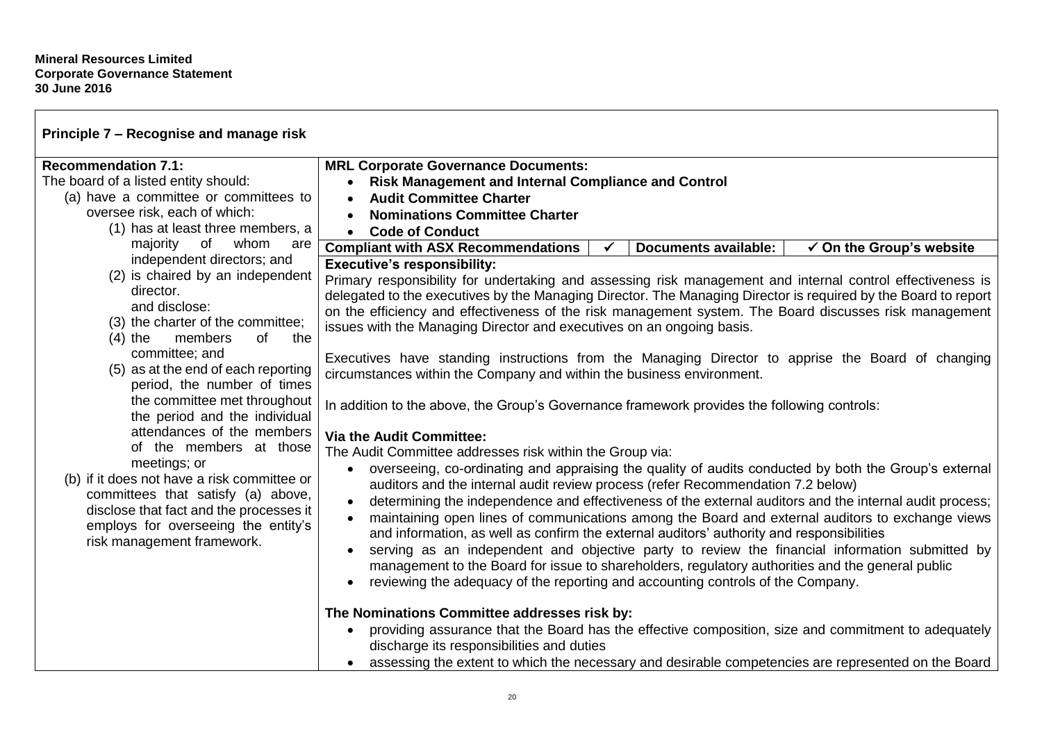**Mineral Resources Limited**
**Corporate Governance Statement**
**30 June 2016**

## Principle 7 – Recognise and manage risk

| Recommendation | MRL Response |
|---|---|
| **Recommendation 7.1:**<br>The board of a listed entity should:<br>(a) have a committee or committees to oversee risk, each of which:<br>(1) has at least three members, a majority of whom are independent directors; and<br>(2) is chaired by an independent director.<br>and disclose:<br>(3) the charter of the committee;<br>(4) the members of the committee; and<br>(5) as at the end of each reporting period, the number of times the committee met throughout the period and the individual attendances of the members at those meetings; or<br>(b) if it does not have a risk committee or committees that satisfy (a) above, disclose that fact and the processes it employs for overseeing the entity's risk management framework. | **MRL Corporate Governance Documents:**<br>• **Risk Management and Internal Compliance and Control**<br>• **Audit Committee Charter**<br>• **Nominations Committee Charter**<br>• **Code of Conduct**<br><br>**Compliant with ASX Recommendations** ✓ \| **Documents available:** ✓ **On the Group's website**<br><br>**Executive's responsibility:**<br>Primary responsibility for undertaking and assessing risk management and internal control effectiveness is delegated to the executives by the Managing Director. The Managing Director is required by the Board to report on the efficiency and effectiveness of the risk management system. The Board discusses risk management issues with the Managing Director and executives on an ongoing basis.<br><br>Executives have standing instructions from the Managing Director to apprise the Board of changing circumstances within the Company and within the business environment.<br><br>In addition to the above, the Group's Governance framework provides the following controls:<br><br>**Via the Audit Committee:**<br>The Audit Committee addresses risk within the Group via:<br>• overseeing, co-ordinating and appraising the quality of audits conducted by both the Group's external auditors and the internal audit review process (refer Recommendation 7.2 below)<br>• determining the independence and effectiveness of the external auditors and the internal audit process;<br>• maintaining open lines of communications among the Board and external auditors to exchange views and information, as well as confirm the external auditors' authority and responsibilities<br>• serving as an independent and objective party to review the financial information submitted by management to the Board for issue to shareholders, regulatory authorities and the general public<br>• reviewing the adequacy of the reporting and accounting controls of the Company.<br><br>**The Nominations Committee addresses risk by:**<br>• providing assurance that the Board has the effective composition, size and commitment to adequately discharge its responsibilities and duties<br>• assessing the extent to which the necessary and desirable competencies are represented on the Board |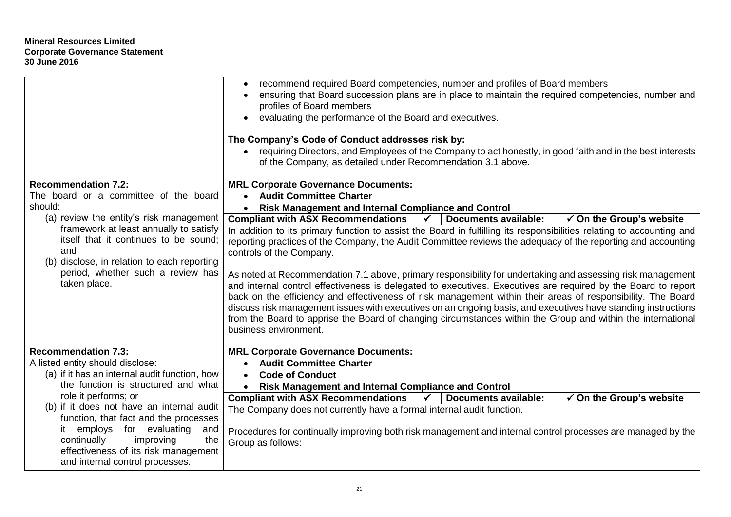| | |
|---|---|
| | • recommend required Board competencies, number and profiles of Board members<br>• ensuring that Board succession plans are in place to maintain the required competencies, number and profiles of Board members<br>• evaluating the performance of the Board and executives.<br><br>**The Company's Code of Conduct addresses risk by:**<br>• requiring Directors, and Employees of the Company to act honestly, in good faith and in the best interests of the Company, as detailed under Recommendation 3.1 above. |
| **Recommendation 7.2:**<br>The board or a committee of the board should:<br>(a) review the entity's risk management framework at least annually to satisfy itself that it continues to be sound; and<br>(b) disclose, in relation to each reporting period, whether such a review has taken place. | **MRL Corporate Governance Documents:**<br>• **Audit Committee Charter**<br>• **Risk Management and Internal Compliance and Control**<br><br>**Compliant with ASX Recommendations** ✓ \| **Documents available:** ✓ **On the Group's website**<br><br>In addition to its primary function to assist the Board in fulfilling its responsibilities relating to accounting and reporting practices of the Company, the Audit Committee reviews the adequacy of the reporting and accounting controls of the Company.<br><br>As noted at Recommendation 7.1 above, primary responsibility for undertaking and assessing risk management and internal control effectiveness is delegated to executives. Executives are required by the Board to report back on the efficiency and effectiveness of risk management within their areas of responsibility. The Board discuss risk management issues with executives on an ongoing basis, and executives have standing instructions from the Board to apprise the Board of changing circumstances within the Group and within the international business environment. |
| **Recommendation 7.3:**<br>A listed entity should disclose:<br>(a) if it has an internal audit function, how the function is structured and what role it performs; or<br>(b) if it does not have an internal audit function, that fact and the processes it employs for evaluating and continually improving the effectiveness of its risk management and internal control processes. | **MRL Corporate Governance Documents:**<br>• **Audit Committee Charter**<br>• **Code of Conduct**<br>• **Risk Management and Internal Compliance and Control**<br><br>**Compliant with ASX Recommendations** ✓ \| **Documents available:** ✓ **On the Group's website**<br><br>The Company does not currently have a formal internal audit function.<br><br>Procedures for continually improving both risk management and internal control processes are managed by the Group as follows: |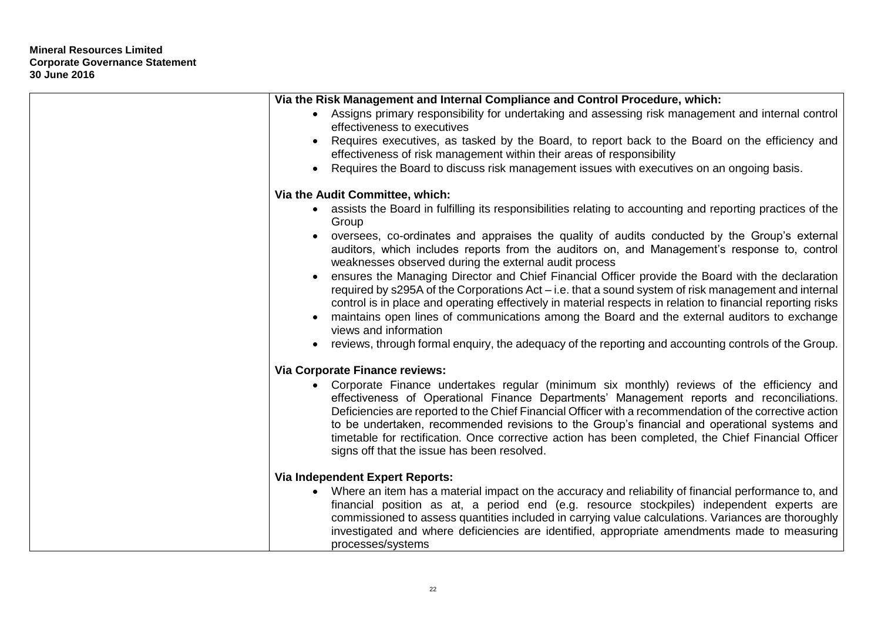| | **Via the Risk Management and Internal Compliance and Control Procedure, which:**<br>• Assigns primary responsibility for undertaking and assessing risk management and internal control effectiveness to executives<br>• Requires executives, as tasked by the Board, to report back to the Board on the efficiency and effectiveness of risk management within their areas of responsibility<br>• Requires the Board to discuss risk management issues with executives on an ongoing basis.<br><br>**Via the Audit Committee, which:**<br>• assists the Board in fulfilling its responsibilities relating to accounting and reporting practices of the Group<br>• oversees, co-ordinates and appraises the quality of audits conducted by the Group's external auditors, which includes reports from the auditors on, and Management's response to, control weaknesses observed during the external audit process<br>• ensures the Managing Director and Chief Financial Officer provide the Board with the declaration required by s295A of the Corporations Act – i.e. that a sound system of risk management and internal control is in place and operating effectively in material respects in relation to financial reporting risks<br>• maintains open lines of communications among the Board and the external auditors to exchange views and information<br>• reviews, through formal enquiry, the adequacy of the reporting and accounting controls of the Group.<br><br>**Via Corporate Finance reviews:**<br>• Corporate Finance undertakes regular (minimum six monthly) reviews of the efficiency and effectiveness of Operational Finance Departments' Management reports and reconciliations. Deficiencies are reported to the Chief Financial Officer with a recommendation of the corrective action to be undertaken, recommended revisions to the Group's financial and operational systems and timetable for rectification. Once corrective action has been completed, the Chief Financial Officer signs off that the issue has been resolved.<br><br>**Via Independent Expert Reports:**<br>• Where an item has a material impact on the accuracy and reliability of financial performance to, and financial position as at, a period end (e.g. resource stockpiles) independent experts are commissioned to assess quantities included in carrying value calculations. Variances are thoroughly investigated and where deficiencies are identified, appropriate amendments made to measuring processes/systems |
|---|---|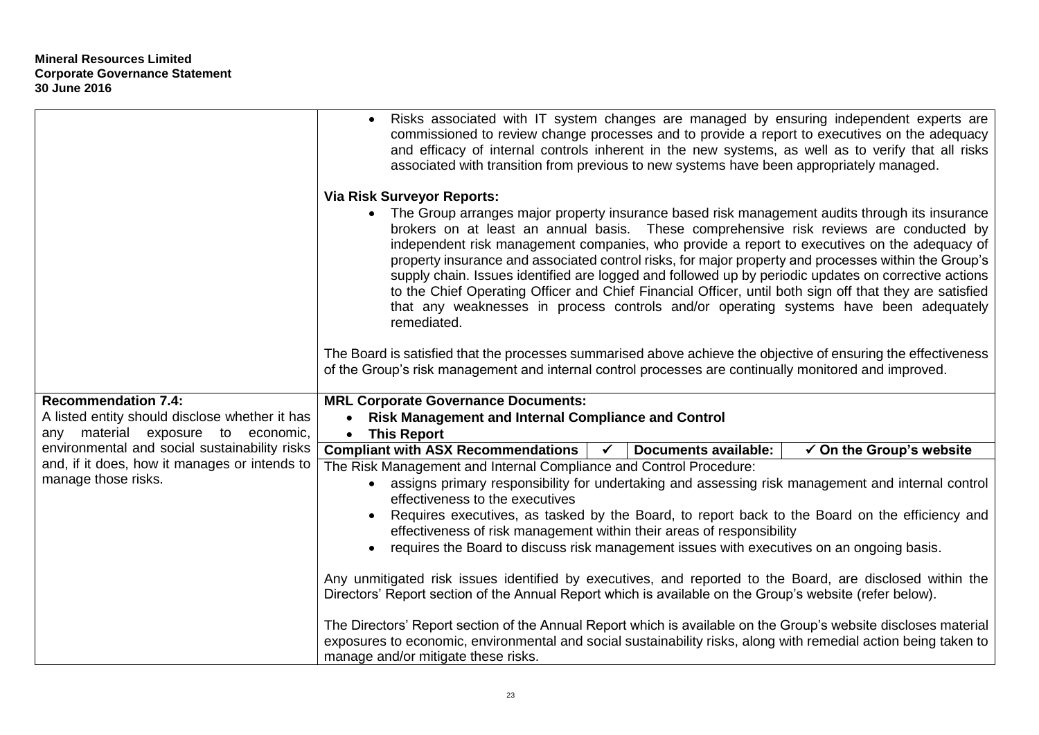**Mineral Resources Limited**
**Corporate Governance Statement**
**30 June 2016**

| | |
|---|---|
| | • Risks associated with IT system changes are managed by ensuring independent experts are commissioned to review change processes and to provide a report to executives on the adequacy and efficacy of internal controls inherent in the new systems, as well as to verify that all risks associated with transition from previous to new systems have been appropriately managed.<br><br>**Via Risk Surveyor Reports:**<br>• The Group arranges major property insurance based risk management audits through its insurance brokers on at least an annual basis. These comprehensive risk reviews are conducted by independent risk management companies, who provide a report to executives on the adequacy of property insurance and associated control risks, for major property and processes within the Group's supply chain. Issues identified are logged and followed up by periodic updates on corrective actions to the Chief Operating Officer and Chief Financial Officer, until both sign off that they are satisfied that any weaknesses in process controls and/or operating systems have been adequately remediated.<br><br>The Board is satisfied that the processes summarised above achieve the objective of ensuring the effectiveness of the Group's risk management and internal control processes are continually monitored and improved. |
| **Recommendation 7.4:**<br>A listed entity should disclose whether it has any material exposure to economic, environmental and social sustainability risks and, if it does, how it manages or intends to manage those risks. | **MRL Corporate Governance Documents:**<br>• **Risk Management and Internal Compliance and Control**<br>• **This Report**<br><br>**Compliant with ASX Recommendations** ✓ \| **Documents available:** ✓ **On the Group's website**<br><br>The Risk Management and Internal Compliance and Control Procedure:<br>• assigns primary responsibility for undertaking and assessing risk management and internal control effectiveness to the executives<br>• Requires executives, as tasked by the Board, to report back to the Board on the efficiency and effectiveness of risk management within their areas of responsibility<br>• requires the Board to discuss risk management issues with executives on an ongoing basis.<br><br>Any unmitigated risk issues identified by executives, and reported to the Board, are disclosed within the Directors' Report section of the Annual Report which is available on the Group's website (refer below).<br><br>The Directors' Report section of the Annual Report which is available on the Group's website discloses material exposures to economic, environmental and social sustainability risks, along with remedial action being taken to manage and/or mitigate these risks. |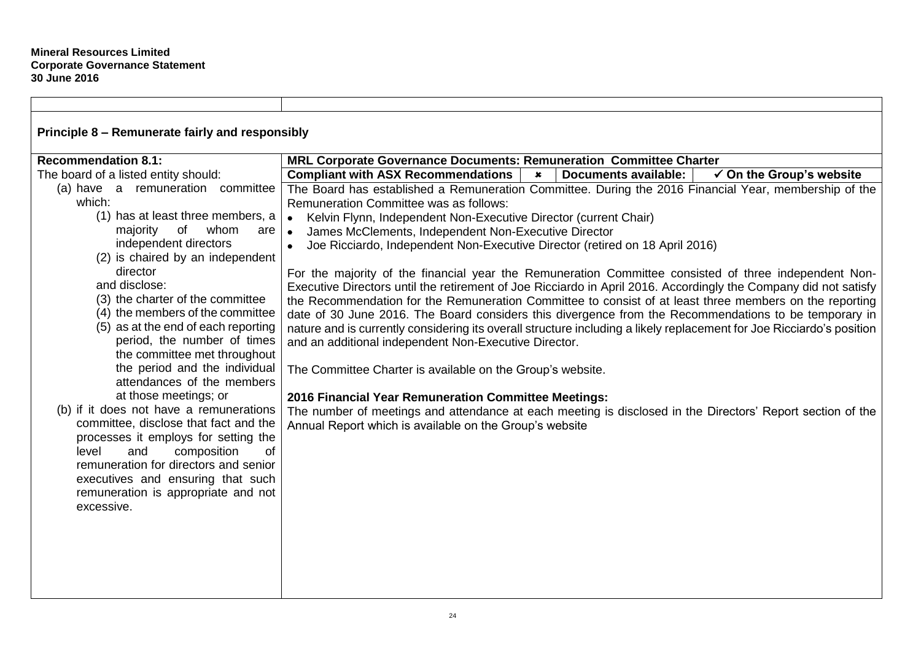**Mineral Resources Limited**
**Corporate Governance Statement**
**30 June 2016**

## Principle 8 – Remunerate fairly and responsibly

| Recommendation | MRL Response |
|---|---|
| **Recommendation 8.1:**<br>The board of a listed entity should:<br>(a) have a remuneration committee which:<br>(1) has at least three members, a majority of whom are independent directors<br>(2) is chaired by an independent director<br>and disclose:<br>(3) the charter of the committee<br>(4) the members of the committee<br>(5) as at the end of each reporting period, the number of times the committee met throughout the period and the individual attendances of the members at those meetings; or<br>(b) if it does not have a remunerations committee, disclose that fact and the processes it employs for setting the level and composition of remuneration for directors and senior executives and ensuring that such remuneration is appropriate and not excessive. | **MRL Corporate Governance Documents: Remuneration Committee Charter**<br>**Compliant with ASX Recommendations** ✖ **Documents available:** ✓ **On the Group's website**<br>The Board has established a Remuneration Committee. During the 2016 Financial Year, membership of the Remuneration Committee was as follows:<br>• Kelvin Flynn, Independent Non-Executive Director (current Chair)<br>• James McClements, Independent Non-Executive Director<br>• Joe Ricciardo, Independent Non-Executive Director (retired on 18 April 2016)<br><br>For the majority of the financial year the Remuneration Committee consisted of three independent Non-Executive Directors until the retirement of Joe Ricciardo in April 2016. Accordingly the Company did not satisfy the Recommendation for the Remuneration Committee to consist of at least three members on the reporting date of 30 June 2016. The Board considers this divergence from the Recommendations to be temporary in nature and is currently considering its overall structure including a likely replacement for Joe Ricciardo's position and an additional independent Non-Executive Director.<br><br>The Committee Charter is available on the Group's website.<br><br>**2016 Financial Year Remuneration Committee Meetings:**<br>The number of meetings and attendance at each meeting is disclosed in the Directors' Report section of the Annual Report which is available on the Group's website |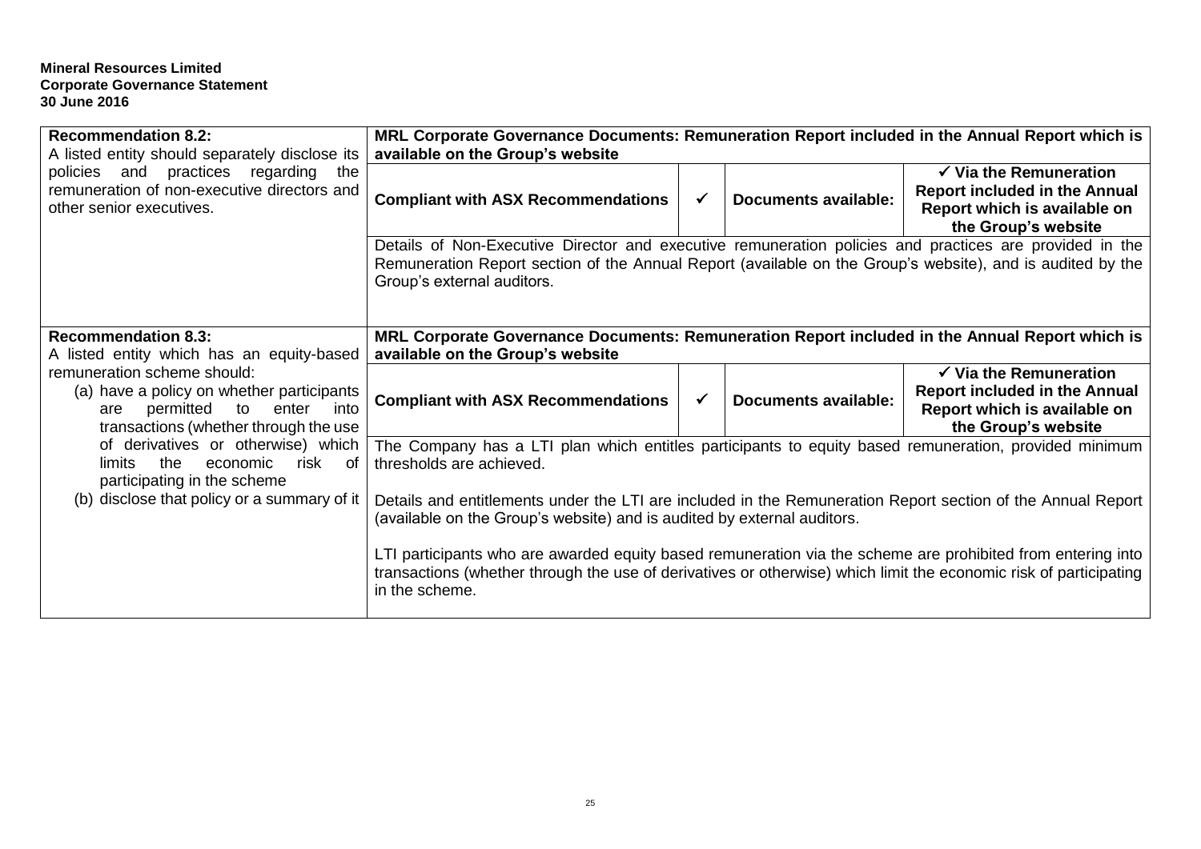**Mineral Resources Limited**
**Corporate Governance Statement**
**30 June 2016**

| | | | | |
|---|---|---|---|---|
| **Recommendation 8.2:**<br>A listed entity should separately disclose its policies and practices regarding the remuneration of non-executive directors and other senior executives. | **MRL Corporate Governance Documents: Remuneration Report included in the Annual Report which is available on the Group's website** | | | |
| | **Compliant with ASX Recommendations** | ✓ | **Documents available:** | ✓ **Via the Remuneration Report included in the Annual Report which is available on the Group's website** |
| | Details of Non-Executive Director and executive remuneration policies and practices are provided in the Remuneration Report section of the Annual Report (available on the Group's website), and is audited by the Group's external auditors. | | | |
| **Recommendation 8.3:**<br>A listed entity which has an equity-based remuneration scheme should:<br>(a) have a policy on whether participants are permitted to enter into transactions (whether through the use of derivatives or otherwise) which limits the economic risk of participating in the scheme<br>(b) disclose that policy or a summary of it | **MRL Corporate Governance Documents: Remuneration Report included in the Annual Report which is available on the Group's website** | | | |
| | **Compliant with ASX Recommendations** | ✓ | **Documents available:** | ✓ **Via the Remuneration Report included in the Annual Report which is available on the Group's website** |
| | The Company has a LTI plan which entitles participants to equity based remuneration, provided minimum thresholds are achieved.<br><br>Details and entitlements under the LTI are included in the Remuneration Report section of the Annual Report (available on the Group's website) and is audited by external auditors.<br><br>LTI participants who are awarded equity based remuneration via the scheme are prohibited from entering into transactions (whether through the use of derivatives or otherwise) which limit the economic risk of participating in the scheme. | | | |